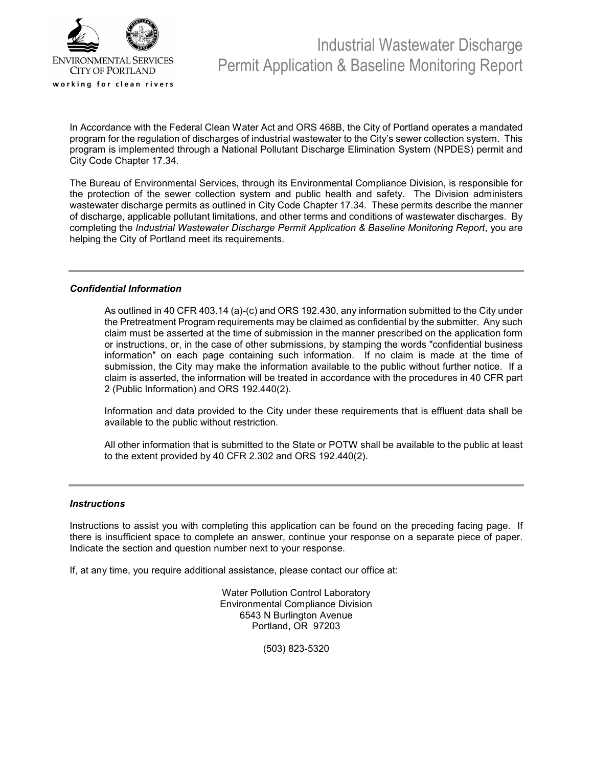ENVIRONMENTAL SERVICES
CITY OF PORTLAND
working for clean rivers

# Industrial Wastewater Discharge Permit Application & Baseline Monitoring Report

In Accordance with the Federal Clean Water Act and ORS 468B, the City of Portland operates a mandated program for the regulation of discharges of industrial wastewater to the City's sewer collection system. This program is implemented through a National Pollutant Discharge Elimination System (NPDES) permit and City Code Chapter 17.34.

The Bureau of Environmental Services, through its Environmental Compliance Division, is responsible for the protection of the sewer collection system and public health and safety. The Division administers wastewater discharge permits as outlined in City Code Chapter 17.34. These permits describe the manner of discharge, applicable pollutant limitations, and other terms and conditions of wastewater discharges. By completing the *Industrial Wastewater Discharge Permit Application & Baseline Monitoring Report*, you are helping the City of Portland meet its requirements.

---

### *Confidential Information*

As outlined in 40 CFR 403.14 (a)-(c) and ORS 192.430, any information submitted to the City under the Pretreatment Program requirements may be claimed as confidential by the submitter. Any such claim must be asserted at the time of submission in the manner prescribed on the application form or instructions, or, in the case of other submissions, by stamping the words "confidential business information" on each page containing such information. If no claim is made at the time of submission, the City may make the information available to the public without further notice. If a claim is asserted, the information will be treated in accordance with the procedures in 40 CFR part 2 (Public Information) and ORS 192.440(2).

Information and data provided to the City under these requirements that is effluent data shall be available to the public without restriction.

All other information that is submitted to the State or POTW shall be available to the public at least to the extent provided by 40 CFR 2.302 and ORS 192.440(2).

---

### *Instructions*

Instructions to assist you with completing this application can be found on the preceding facing page. If there is insufficient space to complete an answer, continue your response on a separate piece of paper. Indicate the section and question number next to your response.

If, at any time, you require additional assistance, please contact our office at:

Water Pollution Control Laboratory
Environmental Compliance Division
6543 N Burlington Avenue
Portland, OR 97203

(503) 823-5320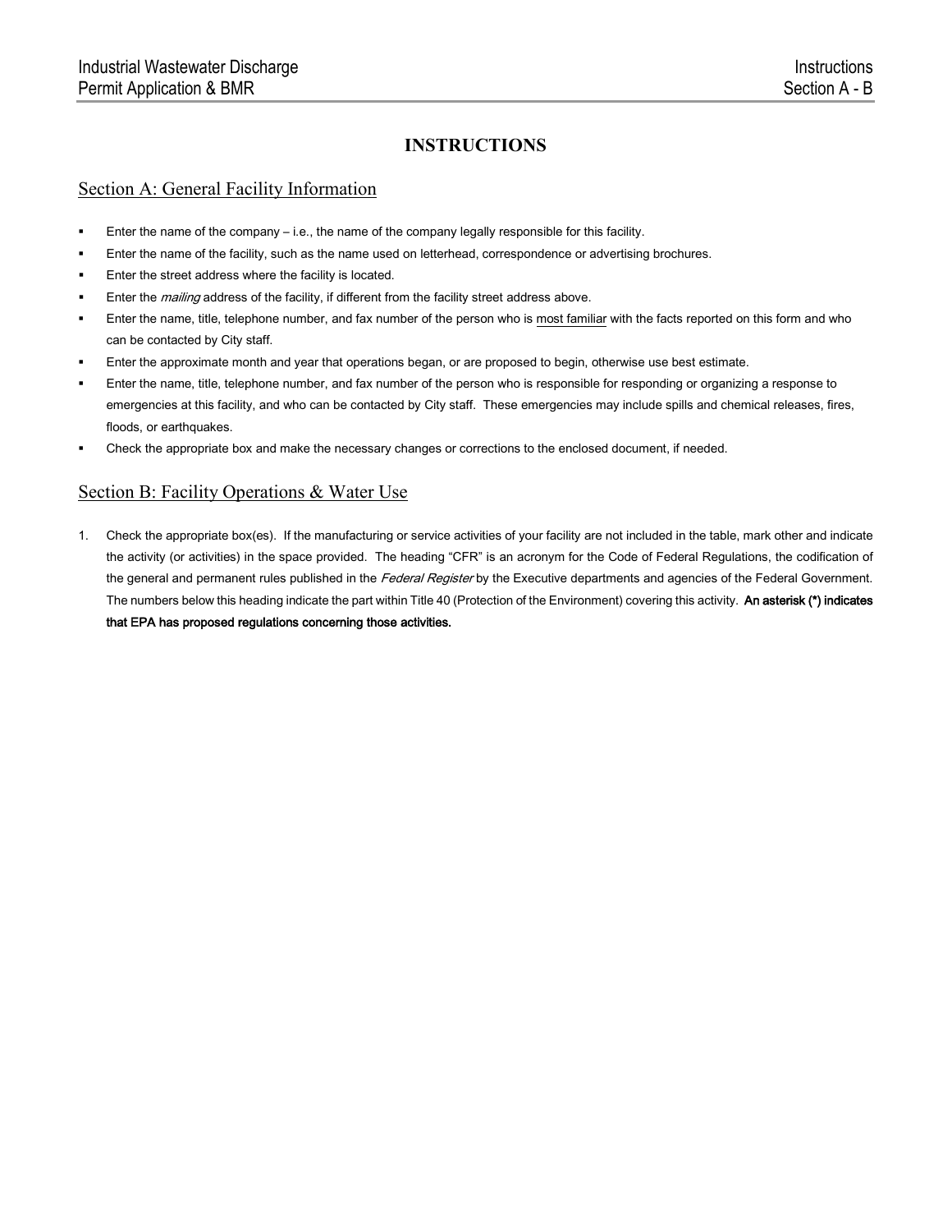# INSTRUCTIONS

## Section A: General Facility Information

- Enter the name of the company – i.e., the name of the company legally responsible for this facility.
- Enter the name of the facility, such as the name used on letterhead, correspondence or advertising brochures.
- Enter the street address where the facility is located.
- Enter the *mailing* address of the facility, if different from the facility street address above.
- Enter the name, title, telephone number, and fax number of the person who is most familiar with the facts reported on this form and who can be contacted by City staff.
- Enter the approximate month and year that operations began, or are proposed to begin, otherwise use best estimate.
- Enter the name, title, telephone number, and fax number of the person who is responsible for responding or organizing a response to emergencies at this facility, and who can be contacted by City staff. These emergencies may include spills and chemical releases, fires, floods, or earthquakes.
- Check the appropriate box and make the necessary changes or corrections to the enclosed document, if needed.

## Section B: Facility Operations & Water Use

1. Check the appropriate box(es). If the manufacturing or service activities of your facility are not included in the table, mark other and indicate the activity (or activities) in the space provided. The heading "CFR" is an acronym for the Code of Federal Regulations, the codification of the general and permanent rules published in the *Federal Register* by the Executive departments and agencies of the Federal Government. The numbers below this heading indicate the part within Title 40 (Protection of the Environment) covering this activity. **An asterisk (*) indicates that EPA has proposed regulations concerning those activities.**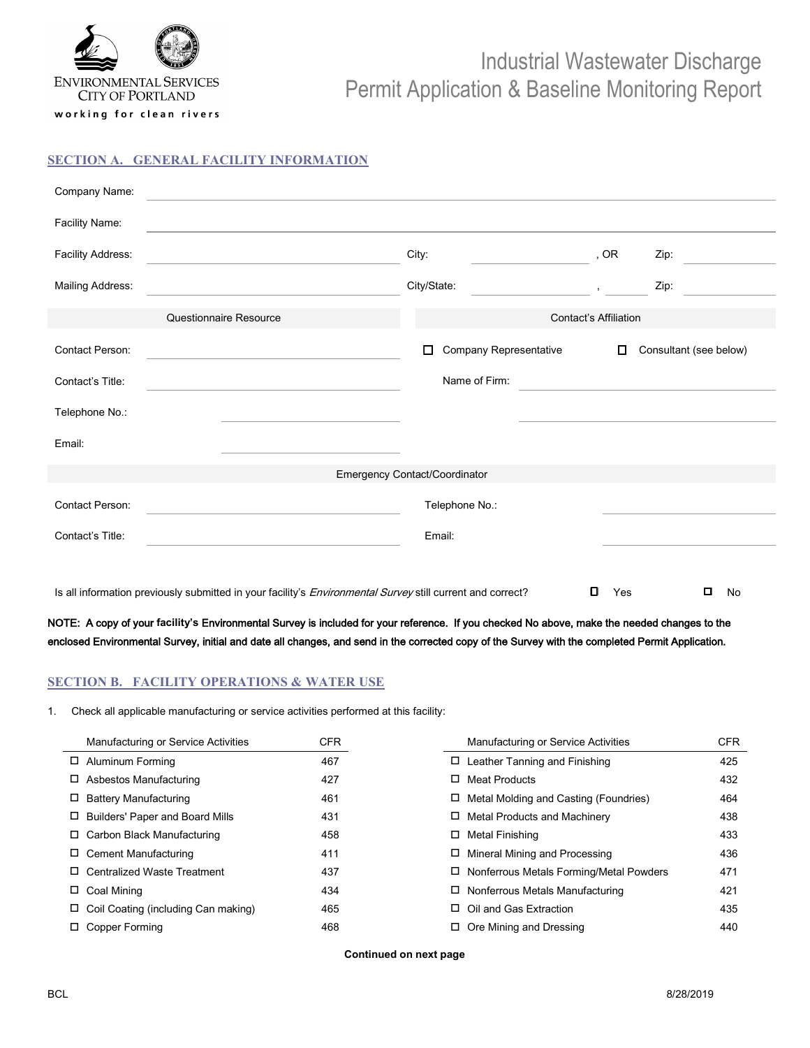ENVIRONMENTAL SERVICES
CITY OF PORTLAND
working for clean rivers

# Industrial Wastewater Discharge Permit Application & Baseline Monitoring Report

## SECTION A. GENERAL FACILITY INFORMATION

Company Name: ______________________________

Facility Name: ______________________________

Facility Address: ______________________ City: ______________, OR Zip: __________

Mailing Address: ______________________ City/State: ______________, ______ Zip: __________

| Questionnaire Resource | | Contact's Affiliation | |
|---|---|---|---|
| Contact Person: | | ☐ Company Representative | ☐ Consultant (see below) |
| Contact's Title: | | Name of Firm: | |
| Telephone No.: | | | |
| Email: | | | |

| Emergency Contact/Coordinator | | | |
|---|---|---|---|
| Contact Person: | | Telephone No.: | |
| Contact's Title: | | Email: | |

Is all information previously submitted in your facility's *Environmental Survey* still current and correct? ☐ Yes ☐ No

**NOTE: A copy of your facility's Environmental Survey is included for your reference. If you checked No above, make the needed changes to the enclosed Environmental Survey, initial and date all changes, and send in the corrected copy of the Survey with the completed Permit Application.**

## SECTION B. FACILITY OPERATIONS & WATER USE

1. Check all applicable manufacturing or service activities performed at this facility:

| Manufacturing or Service Activities | CFR | Manufacturing or Service Activities | CFR |
|---|---|---|---|
| ☐ Aluminum Forming | 467 | ☐ Leather Tanning and Finishing | 425 |
| ☐ Asbestos Manufacturing | 427 | ☐ Meat Products | 432 |
| ☐ Battery Manufacturing | 461 | ☐ Metal Molding and Casting (Foundries) | 464 |
| ☐ Builders' Paper and Board Mills | 431 | ☐ Metal Products and Machinery | 438 |
| ☐ Carbon Black Manufacturing | 458 | ☐ Metal Finishing | 433 |
| ☐ Cement Manufacturing | 411 | ☐ Mineral Mining and Processing | 436 |
| ☐ Centralized Waste Treatment | 437 | ☐ Nonferrous Metals Forming/Metal Powders | 471 |
| ☐ Coal Mining | 434 | ☐ Nonferrous Metals Manufacturing | 421 |
| ☐ Coil Coating (including Can making) | 465 | ☐ Oil and Gas Extraction | 435 |
| ☐ Copper Forming | 468 | ☐ Ore Mining and Dressing | 440 |

**Continued on next page**

BCL 8/28/2019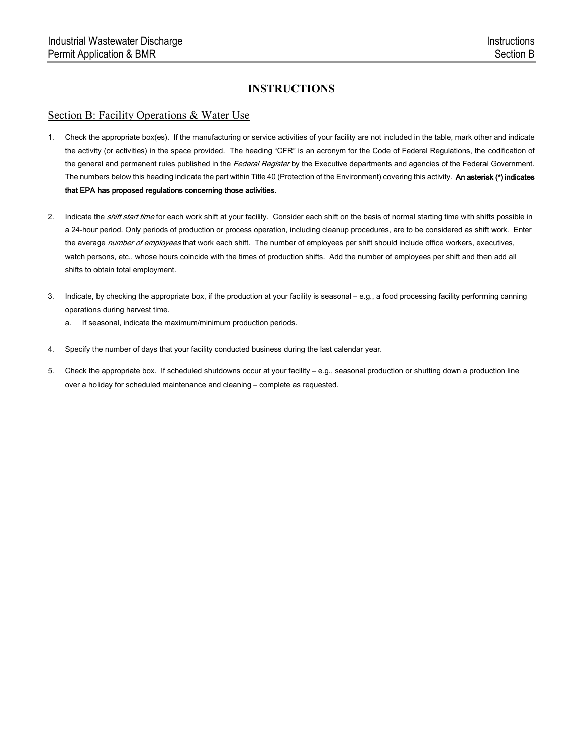# INSTRUCTIONS

## Section B: Facility Operations & Water Use

1. Check the appropriate box(es). If the manufacturing or service activities of your facility are not included in the table, mark other and indicate the activity (or activities) in the space provided. The heading "CFR" is an acronym for the Code of Federal Regulations, the codification of the general and permanent rules published in the *Federal Register* by the Executive departments and agencies of the Federal Government. The numbers below this heading indicate the part within Title 40 (Protection of the Environment) covering this activity. **An asterisk (*) indicates that EPA has proposed regulations concerning those activities.**

2. Indicate the *shift start time* for each work shift at your facility. Consider each shift on the basis of normal starting time with shifts possible in a 24-hour period. Only periods of production or process operation, including cleanup procedures, are to be considered as shift work. Enter the average *number of employees* that work each shift. The number of employees per shift should include office workers, executives, watch persons, etc., whose hours coincide with the times of production shifts. Add the number of employees per shift and then add all shifts to obtain total employment.

3. Indicate, by checking the appropriate box, if the production at your facility is seasonal – e.g., a food processing facility performing canning operations during harvest time.
   a. If seasonal, indicate the maximum/minimum production periods.

4. Specify the number of days that your facility conducted business during the last calendar year.

5. Check the appropriate box. If scheduled shutdowns occur at your facility – e.g., seasonal production or shutting down a production line over a holiday for scheduled maintenance and cleaning – complete as requested.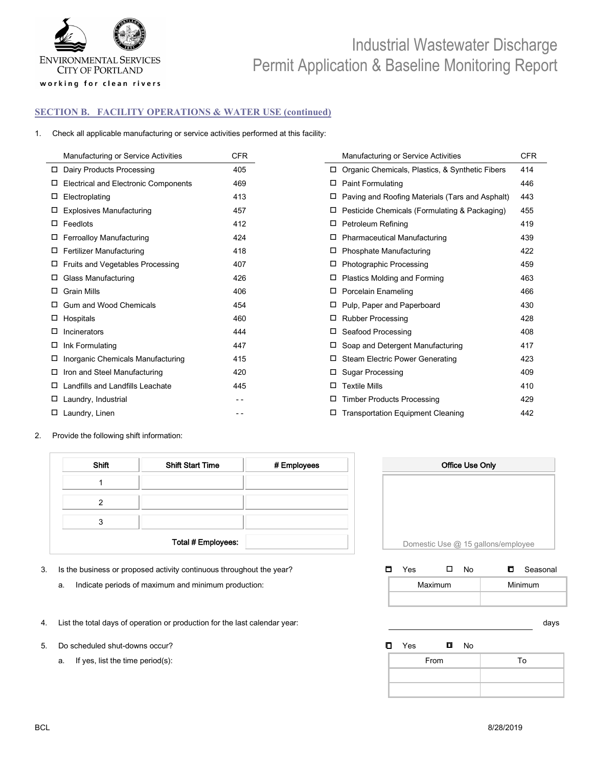# Industrial Wastewater Discharge Permit Application & Baseline Monitoring Report

## SECTION B. FACILITY OPERATIONS & WATER USE (continued)

1. Check all applicable manufacturing or service activities performed at this facility:

| Manufacturing or Service Activities | CFR | Manufacturing or Service Activities | CFR |
|---|---|---|---|
| ☐ Dairy Products Processing | 405 | ☐ Organic Chemicals, Plastics, & Synthetic Fibers | 414 |
| ☐ Electrical and Electronic Components | 469 | ☐ Paint Formulating | 446 |
| ☐ Electroplating | 413 | ☐ Paving and Roofing Materials (Tars and Asphalt) | 443 |
| ☐ Explosives Manufacturing | 457 | ☐ Pesticide Chemicals (Formulating & Packaging) | 455 |
| ☐ Feedlots | 412 | ☐ Petroleum Refining | 419 |
| ☐ Ferroalloy Manufacturing | 424 | ☐ Pharmaceutical Manufacturing | 439 |
| ☐ Fertilizer Manufacturing | 418 | ☐ Phosphate Manufacturing | 422 |
| ☐ Fruits and Vegetables Processing | 407 | ☐ Photographic Processing | 459 |
| ☐ Glass Manufacturing | 426 | ☐ Plastics Molding and Forming | 463 |
| ☐ Grain Mills | 406 | ☐ Porcelain Enameling | 466 |
| ☐ Gum and Wood Chemicals | 454 | ☐ Pulp, Paper and Paperboard | 430 |
| ☐ Hospitals | 460 | ☐ Rubber Processing | 428 |
| ☐ Incinerators | 444 | ☐ Seafood Processing | 408 |
| ☐ Ink Formulating | 447 | ☐ Soap and Detergent Manufacturing | 417 |
| ☐ Inorganic Chemicals Manufacturing | 415 | ☐ Steam Electric Power Generating | 423 |
| ☐ Iron and Steel Manufacturing | 420 | ☐ Sugar Processing | 409 |
| ☐ Landfills and Landfills Leachate | 445 | ☐ Textile Mills | 410 |
| ☐ Laundry, Industrial | - - | ☐ Timber Products Processing | 429 |
| ☐ Laundry, Linen | - - | ☐ Transportation Equipment Cleaning | 442 |

2. Provide the following shift information:

| Shift | Shift Start Time | # Employees |
|---|---|---|
| 1 | | |
| 2 | | |
| 3 | | |
| | Total # Employees: | |

| Office Use Only |
|---|
| Domestic Use @ 15 gallons/employee |

3. Is the business or proposed activity continuous throughout the year? ☐ Yes ☐ No ☐ Seasonal

   a. Indicate periods of maximum and minimum production:

| Maximum | Minimum |
|---|---|
| | |

4. List the total days of operation or production for the last calendar year: ______________ days

5. Do scheduled shut-downs occur? ☐ Yes ☐ No

   a. If yes, list the time period(s):

| From | To |
|---|---|
| | |
| | |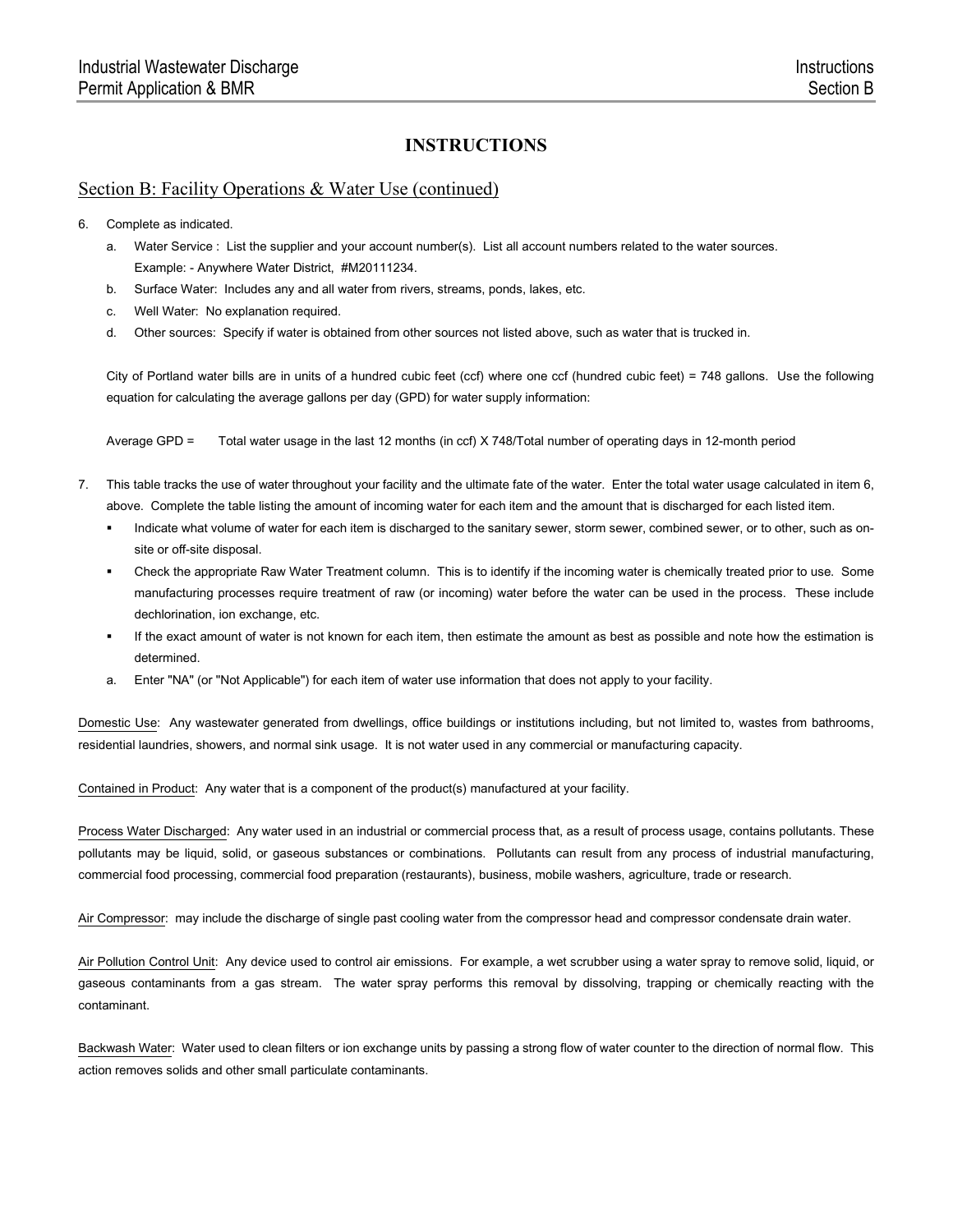## INSTRUCTIONS

### Section B: Facility Operations & Water Use (continued)

6. Complete as indicated.
   a. Water Service : List the supplier and your account number(s). List all account numbers related to the water sources. Example: - Anywhere Water District, #M20111234.
   b. Surface Water: Includes any and all water from rivers, streams, ponds, lakes, etc.
   c. Well Water: No explanation required.
   d. Other sources: Specify if water is obtained from other sources not listed above, such as water that is trucked in.

   City of Portland water bills are in units of a hundred cubic feet (ccf) where one ccf (hundred cubic feet) = 748 gallons. Use the following equation for calculating the average gallons per day (GPD) for water supply information:

   Average GPD = Total water usage in the last 12 months (in ccf) X 748/Total number of operating days in 12-month period

7. This table tracks the use of water throughout your facility and the ultimate fate of the water. Enter the total water usage calculated in item 6, above. Complete the table listing the amount of incoming water for each item and the amount that is discharged for each listed item.
   - Indicate what volume of water for each item is discharged to the sanitary sewer, storm sewer, combined sewer, or to other, such as on-site or off-site disposal.
   - Check the appropriate Raw Water Treatment column. This is to identify if the incoming water is chemically treated prior to use. Some manufacturing processes require treatment of raw (or incoming) water before the water can be used in the process. These include dechlorination, ion exchange, etc.
   - If the exact amount of water is not known for each item, then estimate the amount as best as possible and note how the estimation is determined.
   a. Enter "NA" (or "Not Applicable") for each item of water use information that does not apply to your facility.

Domestic Use: Any wastewater generated from dwellings, office buildings or institutions including, but not limited to, wastes from bathrooms, residential laundries, showers, and normal sink usage. It is not water used in any commercial or manufacturing capacity.

Contained in Product: Any water that is a component of the product(s) manufactured at your facility.

Process Water Discharged: Any water used in an industrial or commercial process that, as a result of process usage, contains pollutants. These pollutants may be liquid, solid, or gaseous substances or combinations. Pollutants can result from any process of industrial manufacturing, commercial food processing, commercial food preparation (restaurants), business, mobile washers, agriculture, trade or research.

Air Compressor: may include the discharge of single past cooling water from the compressor head and compressor condensate drain water.

Air Pollution Control Unit: Any device used to control air emissions. For example, a wet scrubber using a water spray to remove solid, liquid, or gaseous contaminants from a gas stream. The water spray performs this removal by dissolving, trapping or chemically reacting with the contaminant.

Backwash Water: Water used to clean filters or ion exchange units by passing a strong flow of water counter to the direction of normal flow. This action removes solids and other small particulate contaminants.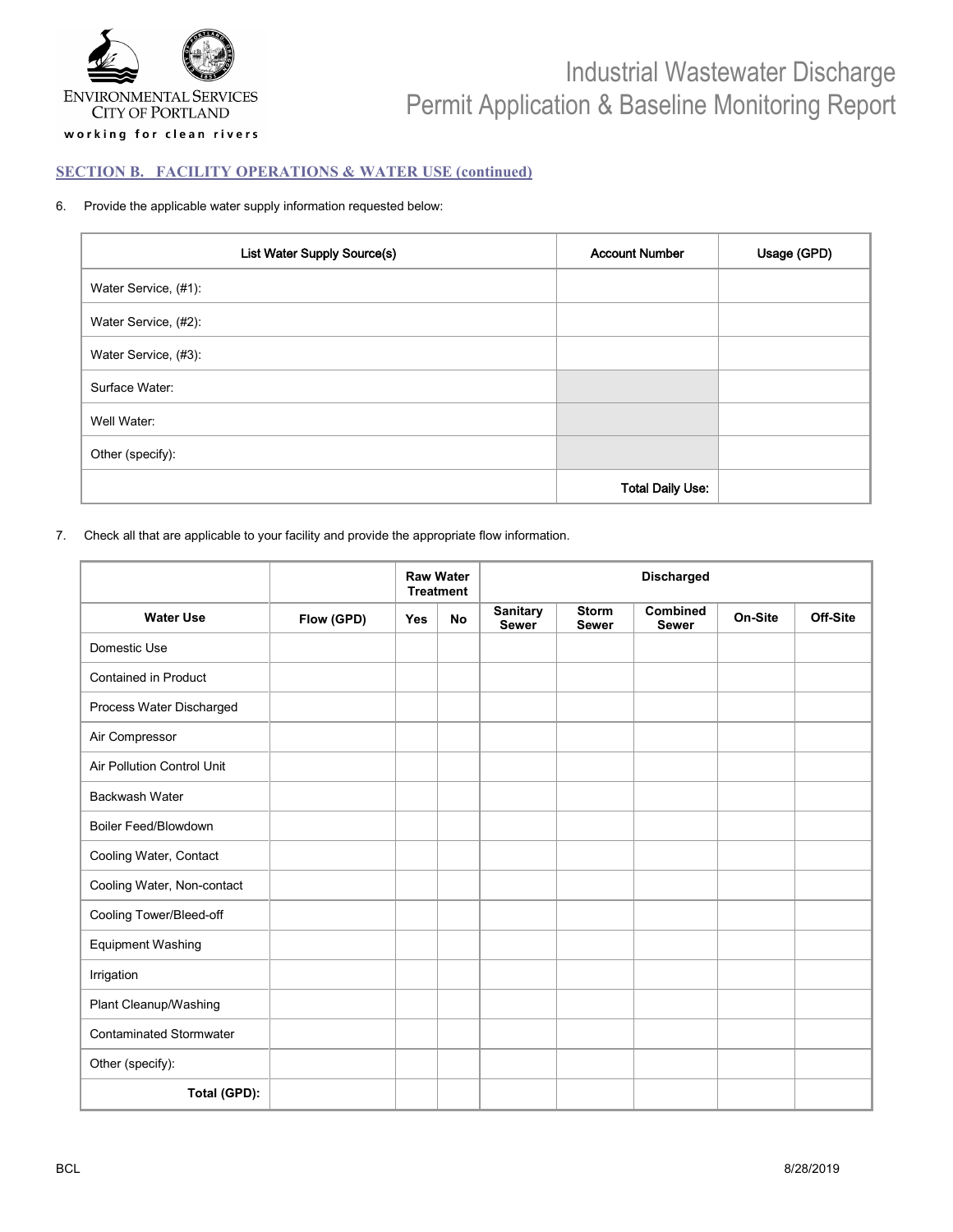## SECTION B. FACILITY OPERATIONS & WATER USE (continued)

6. Provide the applicable water supply information requested below:

| List Water Supply Source(s) | Account Number | Usage (GPD) |
|---|---|---|
| Water Service, (#1): | | |
| Water Service, (#2): | | |
| Water Service, (#3): | | |
| Surface Water: | | |
| Well Water: | | |
| Other (specify): | | |
| | Total Daily Use: | |

7. Check all that are applicable to your facility and provide the appropriate flow information.

| | | Raw Water Treatment | | Discharged | | | | |
|---|---|---|---|---|---|---|---|---|
| Water Use | Flow (GPD) | Yes | No | Sanitary Sewer | Storm Sewer | Combined Sewer | On-Site | Off-Site |
| Domestic Use | | | | | | | | |
| Contained in Product | | | | | | | | |
| Process Water Discharged | | | | | | | | |
| Air Compressor | | | | | | | | |
| Air Pollution Control Unit | | | | | | | | |
| Backwash Water | | | | | | | | |
| Boiler Feed/Blowdown | | | | | | | | |
| Cooling Water, Contact | | | | | | | | |
| Cooling Water, Non-contact | | | | | | | | |
| Cooling Tower/Bleed-off | | | | | | | | |
| Equipment Washing | | | | | | | | |
| Irrigation | | | | | | | | |
| Plant Cleanup/Washing | | | | | | | | |
| Contaminated Stormwater | | | | | | | | |
| Other (specify): | | | | | | | | |
| Total (GPD): | | | | | | | | |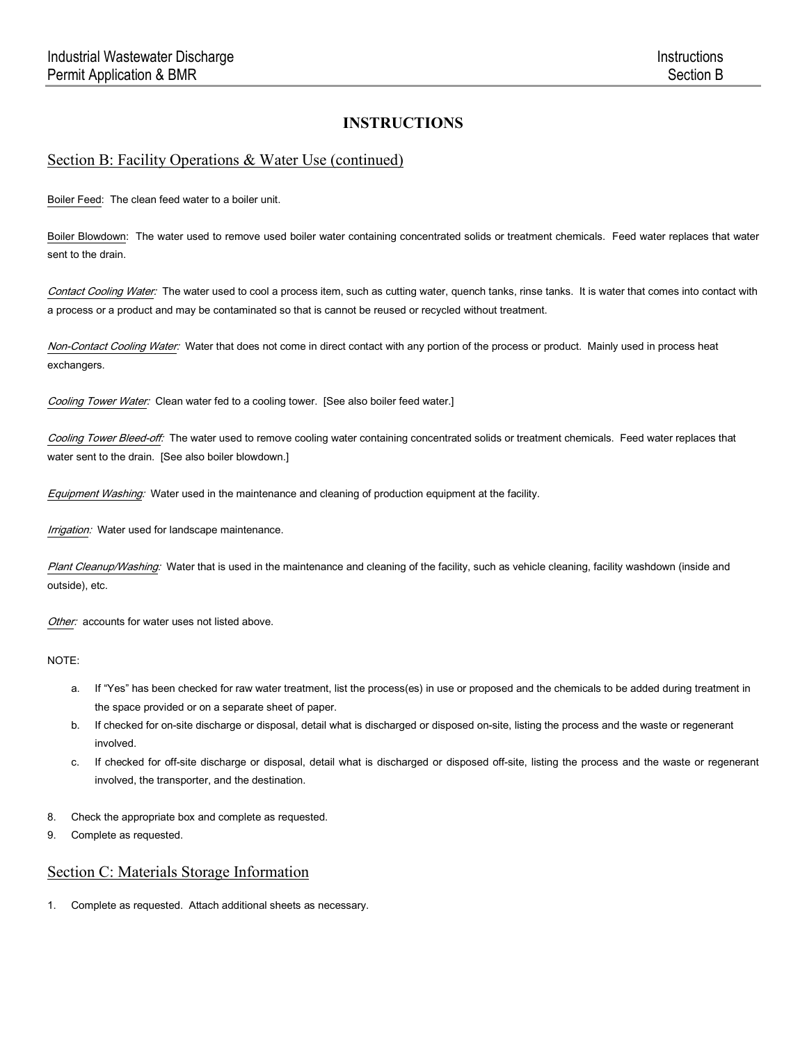# INSTRUCTIONS

## Section B: Facility Operations & Water Use (continued)

Boiler Feed: The clean feed water to a boiler unit.

Boiler Blowdown: The water used to remove used boiler water containing concentrated solids or treatment chemicals. Feed water replaces that water sent to the drain.

*Contact Cooling Water:* The water used to cool a process item, such as cutting water, quench tanks, rinse tanks. It is water that comes into contact with a process or a product and may be contaminated so that is cannot be reused or recycled without treatment.

*Non-Contact Cooling Water:* Water that does not come in direct contact with any portion of the process or product. Mainly used in process heat exchangers.

*Cooling Tower Water:* Clean water fed to a cooling tower. [See also boiler feed water.]

*Cooling Tower Bleed-off:* The water used to remove cooling water containing concentrated solids or treatment chemicals. Feed water replaces that water sent to the drain. [See also boiler blowdown.]

*Equipment Washing:* Water used in the maintenance and cleaning of production equipment at the facility.

*Irrigation:* Water used for landscape maintenance.

*Plant Cleanup/Washing:* Water that is used in the maintenance and cleaning of the facility, such as vehicle cleaning, facility washdown (inside and outside), etc.

*Other:* accounts for water uses not listed above.

NOTE:

a. If "Yes" has been checked for raw water treatment, list the process(es) in use or proposed and the chemicals to be added during treatment in the space provided or on a separate sheet of paper.
b. If checked for on-site discharge or disposal, detail what is discharged or disposed on-site, listing the process and the waste or regenerant involved.
c. If checked for off-site discharge or disposal, detail what is discharged or disposed off-site, listing the process and the waste or regenerant involved, the transporter, and the destination.

8. Check the appropriate box and complete as requested.
9. Complete as requested.

## Section C: Materials Storage Information

1. Complete as requested. Attach additional sheets as necessary.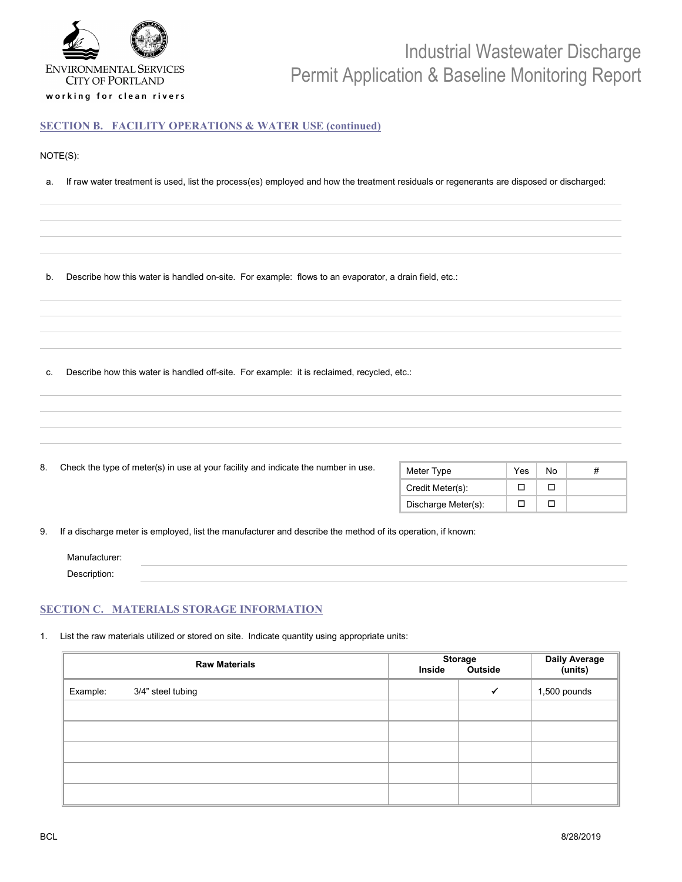## SECTION B. FACILITY OPERATIONS & WATER USE (continued)

NOTE(S):

a. If raw water treatment is used, list the process(es) employed and how the treatment residuals or regenerants are disposed or discharged:

b. Describe how this water is handled on-site. For example: flows to an evaporator, a drain field, etc.:

c. Describe how this water is handled off-site. For example: it is reclaimed, recycled, etc.:

8. Check the type of meter(s) in use at your facility and indicate the number in use.

| Meter Type | Yes | No | # |
| --- | --- | --- | --- |
| Credit Meter(s): | ☐ | ☐ | |
| Discharge Meter(s): | ☐ | ☐ | |

9. If a discharge meter is employed, list the manufacturer and describe the method of its operation, if known:

Manufacturer:

Description:

## SECTION C. MATERIALS STORAGE INFORMATION

1. List the raw materials utilized or stored on site. Indicate quantity using appropriate units:

| Raw Materials | Storage Inside | Storage Outside | Daily Average (units) |
| --- | --- | --- | --- |
| Example: 3/4" steel tubing | | ✓ | 1,500 pounds |
| | | | |
| | | | |
| | | | |
| | | | |
| | | | |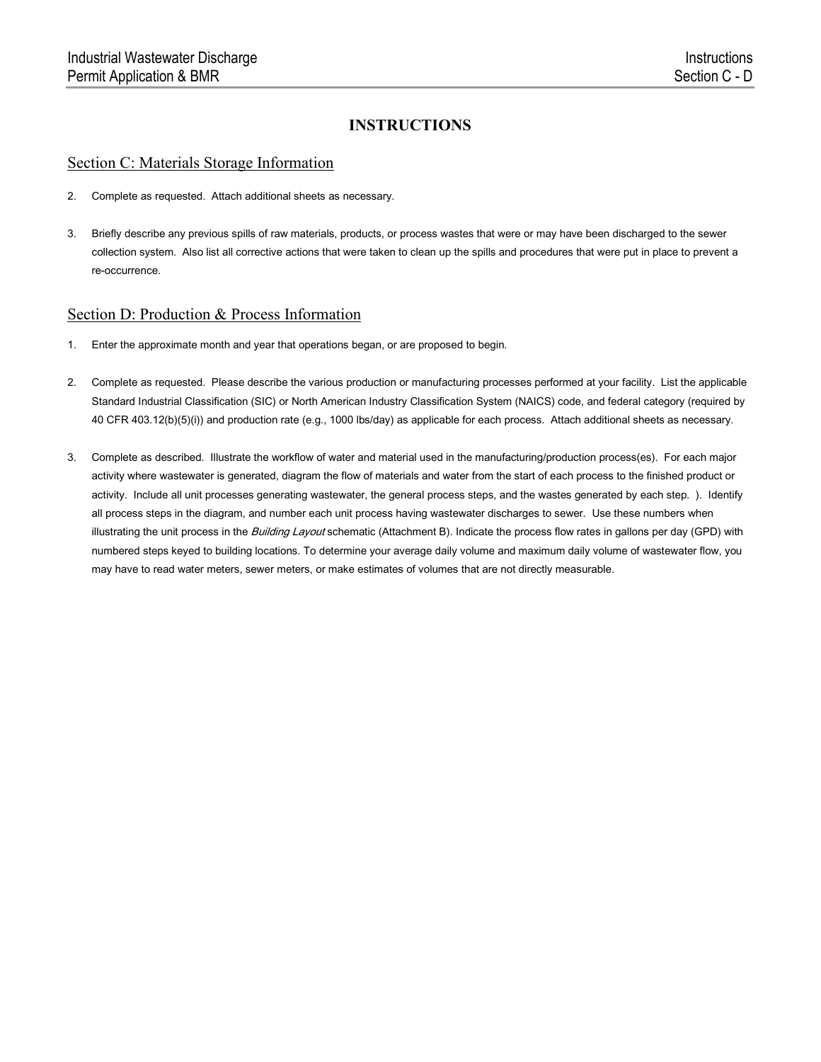# INSTRUCTIONS

## Section C: Materials Storage Information

2. Complete as requested. Attach additional sheets as necessary.

3. Briefly describe any previous spills of raw materials, products, or process wastes that were or may have been discharged to the sewer collection system. Also list all corrective actions that were taken to clean up the spills and procedures that were put in place to prevent a re-occurrence.

## Section D: Production & Process Information

1. Enter the approximate month and year that operations began, or are proposed to begin.

2. Complete as requested. Please describe the various production or manufacturing processes performed at your facility. List the applicable Standard Industrial Classification (SIC) or North American Industry Classification System (NAICS) code, and federal category (required by 40 CFR 403.12(b)(5)(i)) and production rate (e.g., 1000 lbs/day) as applicable for each process. Attach additional sheets as necessary.

3. Complete as described. Illustrate the workflow of water and material used in the manufacturing/production process(es). For each major activity where wastewater is generated, diagram the flow of materials and water from the start of each process to the finished product or activity. Include all unit processes generating wastewater, the general process steps, and the wastes generated by each step. ). Identify all process steps in the diagram, and number each unit process having wastewater discharges to sewer. Use these numbers when illustrating the unit process in the *Building Layout* schematic (Attachment B). Indicate the process flow rates in gallons per day (GPD) with numbered steps keyed to building locations. To determine your average daily volume and maximum daily volume of wastewater flow, you may have to read water meters, sewer meters, or make estimates of volumes that are not directly measurable.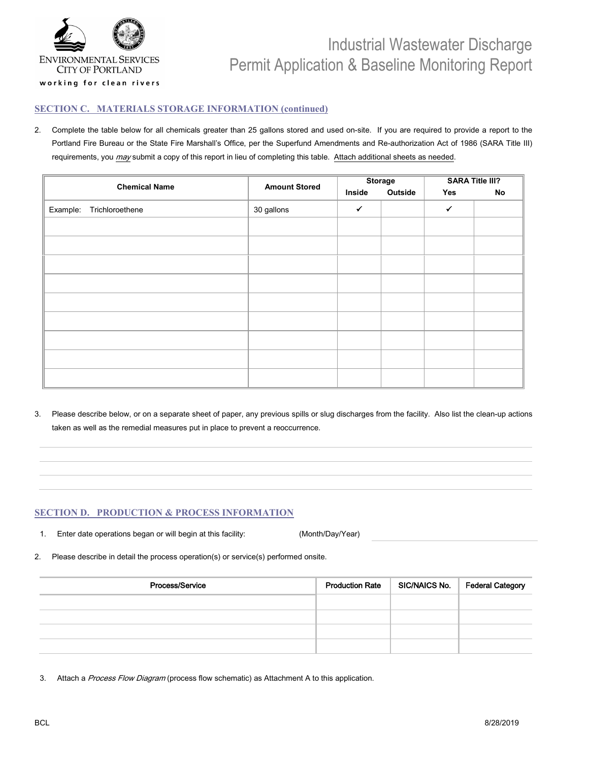## SECTION C. MATERIALS STORAGE INFORMATION (continued)

2. Complete the table below for all chemicals greater than 25 gallons stored and used on-site. If you are required to provide a report to the Portland Fire Bureau or the State Fire Marshall's Office, per the Superfund Amendments and Re-authorization Act of 1986 (SARA Title III) requirements, you *may* submit a copy of this report in lieu of completing this table. Attach additional sheets as needed.

| Chemical Name | Amount Stored | Storage | | SARA Title III? | |
|---|---|---|---|---|---|
| | | Inside | Outside | Yes | No |
| Example: Trichloroethene | 30 gallons | ✓ | | ✓ | |
| | | | | | |
| | | | | | |
| | | | | | |
| | | | | | |
| | | | | | |
| | | | | | |
| | | | | | |
| | | | | | |
| | | | | | |

3. Please describe below, or on a separate sheet of paper, any previous spills or slug discharges from the facility. Also list the clean-up actions taken as well as the remedial measures put in place to prevent a reoccurrence.

_______________________________________________

_______________________________________________

_______________________________________________

_______________________________________________

## SECTION D. PRODUCTION & PROCESS INFORMATION

1. Enter date operations began or will begin at this facility: (Month/Day/Year) ____________________

2. Please describe in detail the process operation(s) or service(s) performed onsite.

| Process/Service | Production Rate | SIC/NAICS No. | Federal Category |
|---|---|---|---|
| | | | |
| | | | |
| | | | |
| | | | |

3. Attach a *Process Flow Diagram* (process flow schematic) as Attachment A to this application.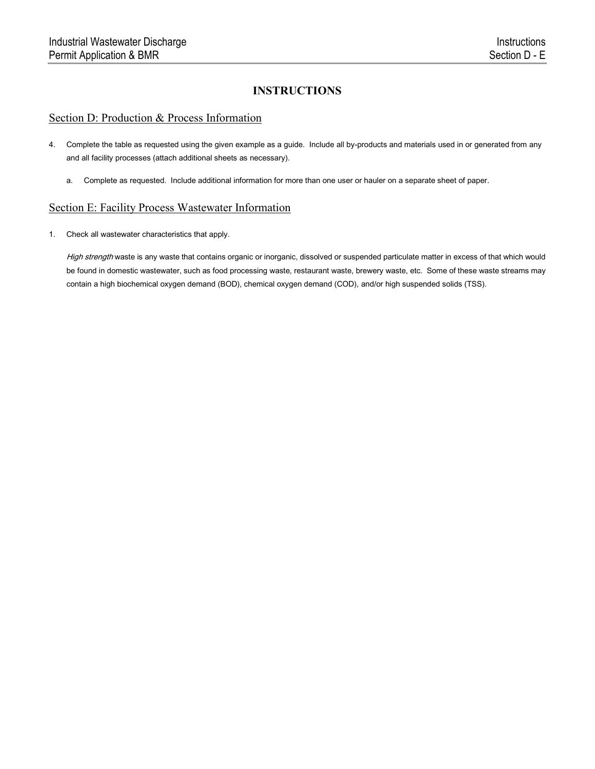# INSTRUCTIONS

## Section D: Production & Process Information

4. Complete the table as requested using the given example as a guide. Include all by-products and materials used in or generated from any and all facility processes (attach additional sheets as necessary).

   a. Complete as requested. Include additional information for more than one user or hauler on a separate sheet of paper.

## Section E: Facility Process Wastewater Information

1. Check all wastewater characteristics that apply.

   *High strength* waste is any waste that contains organic or inorganic, dissolved or suspended particulate matter in excess of that which would be found in domestic wastewater, such as food processing waste, restaurant waste, brewery waste, etc. Some of these waste streams may contain a high biochemical oxygen demand (BOD), chemical oxygen demand (COD), and/or high suspended solids (TSS).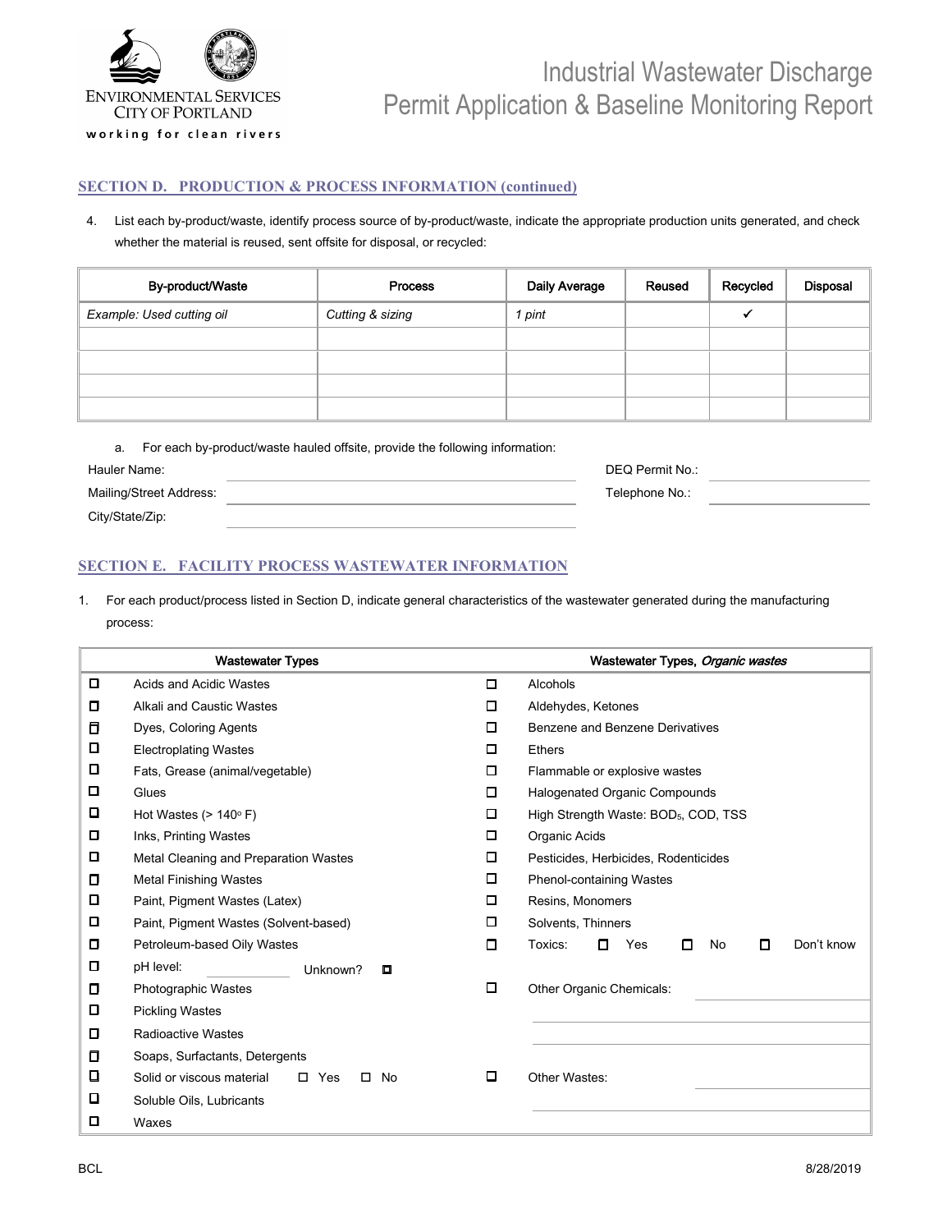## SECTION D. PRODUCTION & PROCESS INFORMATION (continued)

4. List each by-product/waste, identify process source of by-product/waste, indicate the appropriate production units generated, and check whether the material is reused, sent offsite for disposal, or recycled:

| By-product/Waste | Process | Daily Average | Reused | Recycled | Disposal |
|---|---|---|---|---|---|
| *Example: Used cutting oil* | *Cutting & sizing* | *1 pint* | | ✓ | |
| | | | | | |
| | | | | | |
| | | | | | |
| | | | | | |

a. For each by-product/waste hauled offsite, provide the following information:

Hauler Name: ______________________ DEQ Permit No.: ______________________

Mailing/Street Address: ______________________ Telephone No.: ______________________

City/State/Zip: ______________________

## SECTION E. FACILITY PROCESS WASTEWATER INFORMATION

1. For each product/process listed in Section D, indicate general characteristics of the wastewater generated during the manufacturing process:

| | Wastewater Types | | Wastewater Types, *Organic wastes* |
|---|---|---|---|
| ☐ | Acids and Acidic Wastes | ☐ | Alcohols |
| ☐ | Alkali and Caustic Wastes | ☐ | Aldehydes, Ketones |
| ☐ | Dyes, Coloring Agents | ☐ | Benzene and Benzene Derivatives |
| ☐ | Electroplating Wastes | ☐ | Ethers |
| ☐ | Fats, Grease (animal/vegetable) | ☐ | Flammable or explosive wastes |
| ☐ | Glues | ☐ | Halogenated Organic Compounds |
| ☐ | Hot Wastes (> 140° F) | ☐ | High Strength Waste: $BOD_5$, COD, TSS |
| ☐ | Inks, Printing Wastes | ☐ | Organic Acids |
| ☐ | Metal Cleaning and Preparation Wastes | ☐ | Pesticides, Herbicides, Rodenticides |
| ☐ | Metal Finishing Wastes | ☐ | Phenol-containing Wastes |
| ☐ | Paint, Pigment Wastes (Latex) | ☐ | Resins, Monomers |
| ☐ | Paint, Pigment Wastes (Solvent-based) | ☐ | Solvents, Thinners |
| ☐ | Petroleum-based Oily Wastes | ☐ | Toxics: ☐ Yes ☐ No ☐ Don't know |
| ☐ | pH level: ________ Unknown? ☐ | | |
| ☐ | Photographic Wastes | ☐ | Other Organic Chemicals: ________ |
| ☐ | Pickling Wastes | | ________ |
| ☐ | Radioactive Wastes | | ________ |
| ☐ | Soaps, Surfactants, Detergents | | |
| ☐ | Solid or viscous material ☐ Yes ☐ No | ☐ | Other Wastes: ________ |
| ☐ | Soluble Oils, Lubricants | | ________ |
| ☐ | Waxes | | |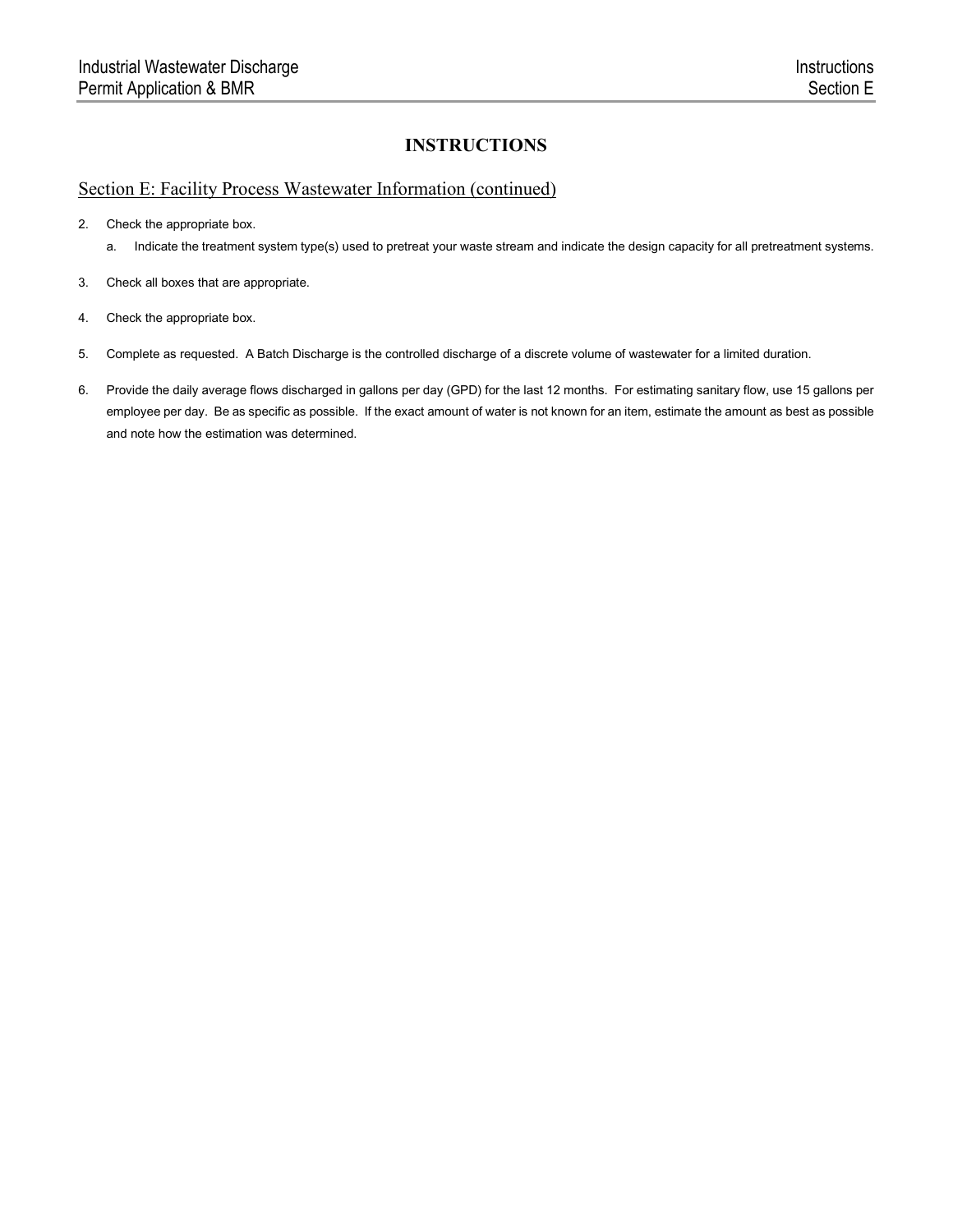# INSTRUCTIONS

## Section E: Facility Process Wastewater Information (continued)

2. Check the appropriate box.
   a. Indicate the treatment system type(s) used to pretreat your waste stream and indicate the design capacity for all pretreatment systems.

3. Check all boxes that are appropriate.

4. Check the appropriate box.

5. Complete as requested. A Batch Discharge is the controlled discharge of a discrete volume of wastewater for a limited duration.

6. Provide the daily average flows discharged in gallons per day (GPD) for the last 12 months. For estimating sanitary flow, use 15 gallons per employee per day. Be as specific as possible. If the exact amount of water is not known for an item, estimate the amount as best as possible and note how the estimation was determined.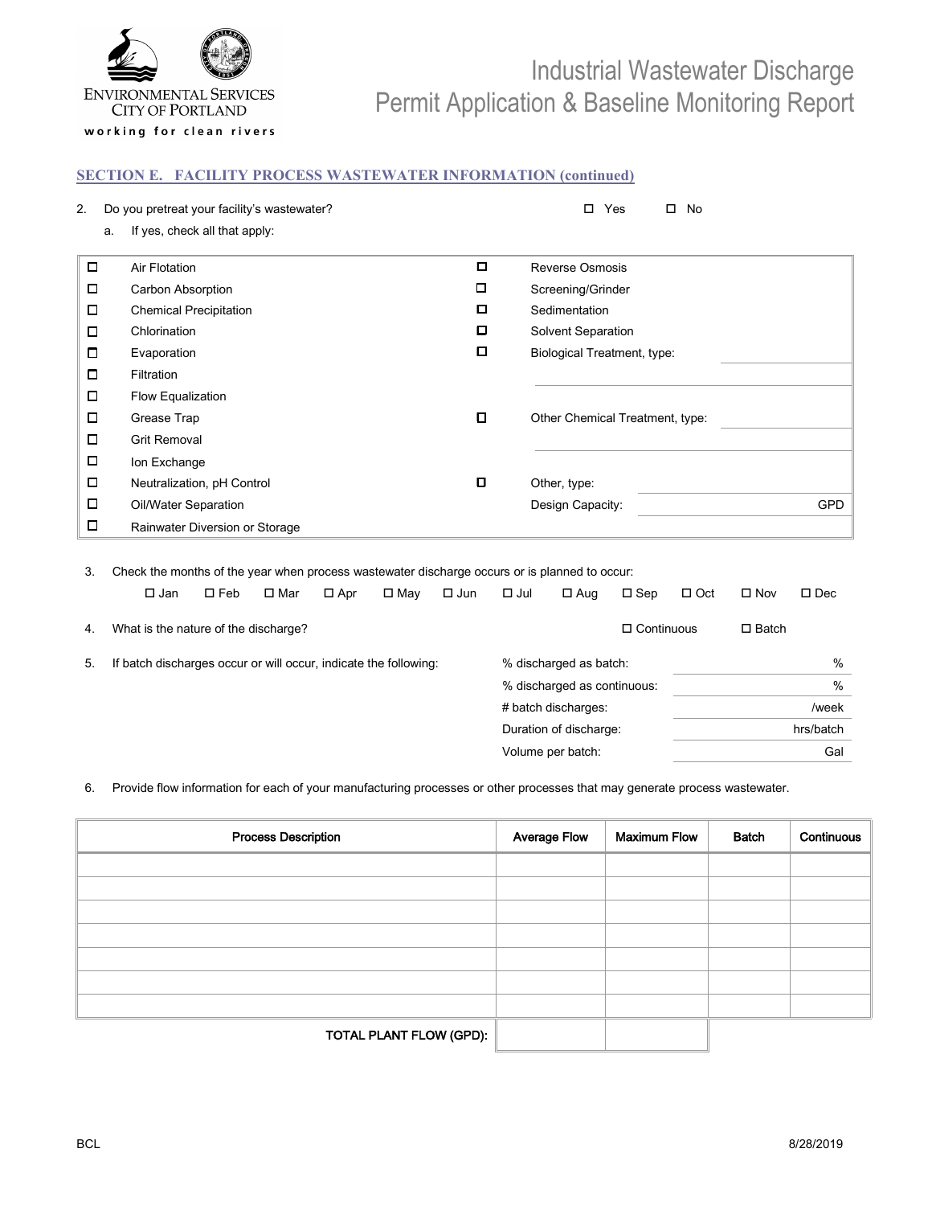## SECTION E. FACILITY PROCESS WASTEWATER INFORMATION (continued)

2. Do you pretreat your facility's wastewater? ☐ Yes ☐ No

   a. If yes, check all that apply:

| | | | |
|---|---|---|---|
| ☐ | Air Flotation | ☐ | Reverse Osmosis |
| ☐ | Carbon Absorption | ☐ | Screening/Grinder |
| ☐ | Chemical Precipitation | ☐ | Sedimentation |
| ☐ | Chlorination | ☐ | Solvent Separation |
| ☐ | Evaporation | ☐ | Biological Treatment, type: ______ |
| ☐ | Filtration | | ______ |
| ☐ | Flow Equalization | | |
| ☐ | Grease Trap | ☐ | Other Chemical Treatment, type: ______ |
| ☐ | Grit Removal | | ______ |
| ☐ | Ion Exchange | | |
| ☐ | Neutralization, pH Control | ☐ | Other, type: ______ |
| ☐ | Oil/Water Separation | | Design Capacity: ______ GPD |
| ☐ | Rainwater Diversion or Storage | | |

3. Check the months of the year when process wastewater discharge occurs or is planned to occur:

   ☐ Jan ☐ Feb ☐ Mar ☐ Apr ☐ May ☐ Jun ☐ Jul ☐ Aug ☐ Sep ☐ Oct ☐ Nov ☐ Dec

4. What is the nature of the discharge? ☐ Continuous ☐ Batch

5. If batch discharges occur or will occur, indicate the following:

   % discharged as batch: ______ %

   % discharged as continuous: ______ %

   # batch discharges: ______ /week

   Duration of discharge: ______ hrs/batch

   Volume per batch: ______ Gal

6. Provide flow information for each of your manufacturing processes or other processes that may generate process wastewater.

| Process Description | Average Flow | Maximum Flow | Batch | Continuous |
|---|---|---|---|---|
| | | | | |
| | | | | |
| | | | | |
| | | | | |
| | | | | |
| | | | | |
| | | | | |
| TOTAL PLANT FLOW (GPD): | | | | |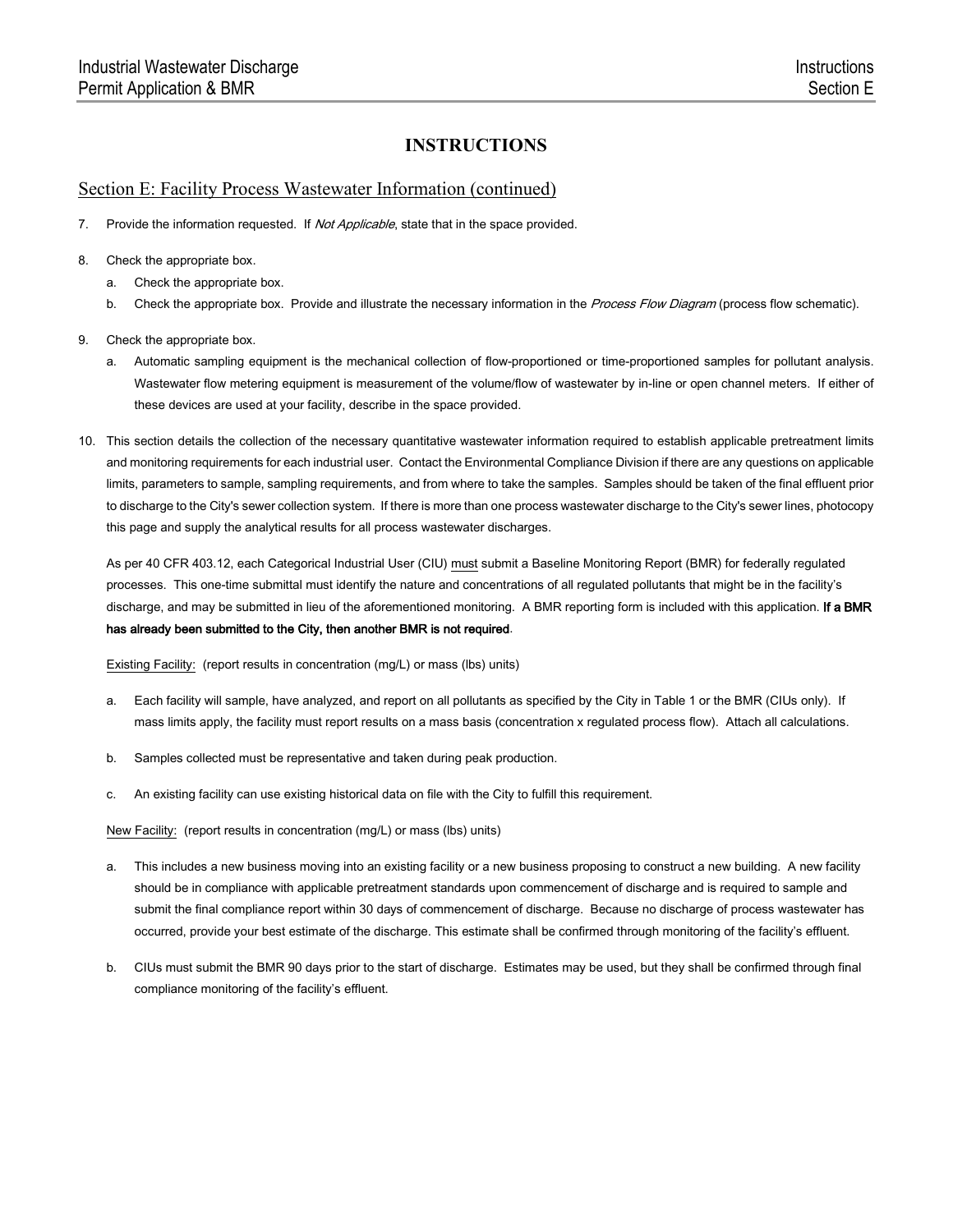# INSTRUCTIONS

## Section E: Facility Process Wastewater Information (continued)

7. Provide the information requested. If *Not Applicable*, state that in the space provided.

8. Check the appropriate box.
   a. Check the appropriate box.
   b. Check the appropriate box. Provide and illustrate the necessary information in the *Process Flow Diagram* (process flow schematic).

9. Check the appropriate box.
   a. Automatic sampling equipment is the mechanical collection of flow-proportioned or time-proportioned samples for pollutant analysis. Wastewater flow metering equipment is measurement of the volume/flow of wastewater by in-line or open channel meters. If either of these devices are used at your facility, describe in the space provided.

10. This section details the collection of the necessary quantitative wastewater information required to establish applicable pretreatment limits and monitoring requirements for each industrial user. Contact the Environmental Compliance Division if there are any questions on applicable limits, parameters to sample, sampling requirements, and from where to take the samples. Samples should be taken of the final effluent prior to discharge to the City's sewer collection system. If there is more than one process wastewater discharge to the City's sewer lines, photocopy this page and supply the analytical results for all process wastewater discharges.

    As per 40 CFR 403.12, each Categorical Industrial User (CIU) must submit a Baseline Monitoring Report (BMR) for federally regulated processes. This one-time submittal must identify the nature and concentrations of all regulated pollutants that might be in the facility's discharge, and may be submitted in lieu of the aforementioned monitoring. A BMR reporting form is included with this application. **If a BMR has already been submitted to the City, then another BMR is not required**.

    Existing Facility: (report results in concentration (mg/L) or mass (lbs) units)

    a. Each facility will sample, have analyzed, and report on all pollutants as specified by the City in Table 1 or the BMR (CIUs only). If mass limits apply, the facility must report results on a mass basis (concentration x regulated process flow). Attach all calculations.

    b. Samples collected must be representative and taken during peak production.

    c. An existing facility can use existing historical data on file with the City to fulfill this requirement.

    New Facility: (report results in concentration (mg/L) or mass (lbs) units)

    a. This includes a new business moving into an existing facility or a new business proposing to construct a new building. A new facility should be in compliance with applicable pretreatment standards upon commencement of discharge and is required to sample and submit the final compliance report within 30 days of commencement of discharge. Because no discharge of process wastewater has occurred, provide your best estimate of the discharge. This estimate shall be confirmed through monitoring of the facility's effluent.

    b. CIUs must submit the BMR 90 days prior to the start of discharge. Estimates may be used, but they shall be confirmed through final compliance monitoring of the facility's effluent.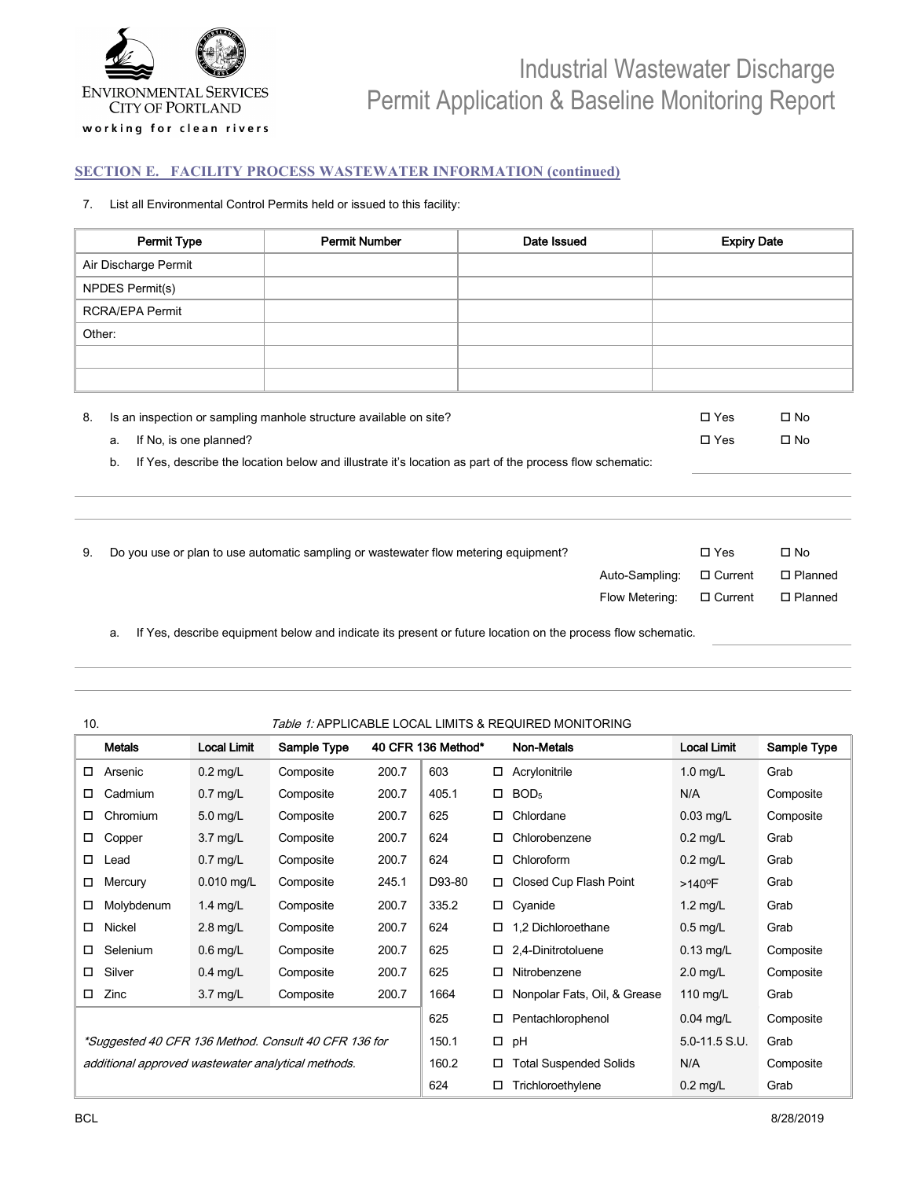## SECTION E. FACILITY PROCESS WASTEWATER INFORMATION (continued)

7. List all Environmental Control Permits held or issued to this facility:

| Permit Type | Permit Number | Date Issued | Expiry Date |
|---|---|---|---|
| Air Discharge Permit | | | |
| NPDES Permit(s) | | | |
| RCRA/EPA Permit | | | |
| Other: | | | |
| | | | |
| | | | |

8. Is an inspection or sampling manhole structure available on site? ☐ Yes ☐ No
   a. If No, is one planned? ☐ Yes ☐ No
   b. If Yes, describe the location below and illustrate it's location as part of the process flow schematic:

9. Do you use or plan to use automatic sampling or wastewater flow metering equipment? ☐ Yes ☐ No

   Auto-Sampling: ☐ Current ☐ Planned

   Flow Metering: ☐ Current ☐ Planned

   a. If Yes, describe equipment below and indicate its present or future location on the process flow schematic.

10. *Table 1:* APPLICABLE LOCAL LIMITS & REQUIRED MONITORING

| | Metals | Local Limit | Sample Type | 40 CFR 136 Method* | | | Non-Metals | Local Limit | Sample Type |
|---|---|---|---|---|---|---|---|---|---|
| ☐ | Arsenic | 0.2 mg/L | Composite | 200.7 | 603 | ☐ | Acrylonitrile | 1.0 mg/L | Grab |
| ☐ | Cadmium | 0.7 mg/L | Composite | 200.7 | 405.1 | ☐ | $BOD_5$ | N/A | Composite |
| ☐ | Chromium | 5.0 mg/L | Composite | 200.7 | 625 | ☐ | Chlordane | 0.03 mg/L | Composite |
| ☐ | Copper | 3.7 mg/L | Composite | 200.7 | 624 | ☐ | Chlorobenzene | 0.2 mg/L | Grab |
| ☐ | Lead | 0.7 mg/L | Composite | 200.7 | 624 | ☐ | Chloroform | 0.2 mg/L | Grab |
| ☐ | Mercury | 0.010 mg/L | Composite | 245.1 | D93-80 | ☐ | Closed Cup Flash Point | >140°F | Grab |
| ☐ | Molybdenum | 1.4 mg/L | Composite | 200.7 | 335.2 | ☐ | Cyanide | 1.2 mg/L | Grab |
| ☐ | Nickel | 2.8 mg/L | Composite | 200.7 | 624 | ☐ | 1,2 Dichloroethane | 0.5 mg/L | Grab |
| ☐ | Selenium | 0.6 mg/L | Composite | 200.7 | 625 | ☐ | 2,4-Dinitrotoluene | 0.13 mg/L | Composite |
| ☐ | Silver | 0.4 mg/L | Composite | 200.7 | 625 | ☐ | Nitrobenzene | 2.0 mg/L | Composite |
| ☐ | Zinc | 3.7 mg/L | Composite | 200.7 | 1664 | ☐ | Nonpolar Fats, Oil, & Grease | 110 mg/L | Grab |
| | | | | | 625 | ☐ | Pentachlorophenol | 0.04 mg/L | Composite |
| | | | | | 150.1 | ☐ | pH | 5.0-11.5 S.U. | Grab |
| | | | | | 160.2 | ☐ | Total Suspended Solids | N/A | Composite |
| | | | | | 624 | ☐ | Trichloroethylene | 0.2 mg/L | Grab |

*\*Suggested 40 CFR 136 Method. Consult 40 CFR 136 for additional approved wastewater analytical methods.*

BCL 8/28/2019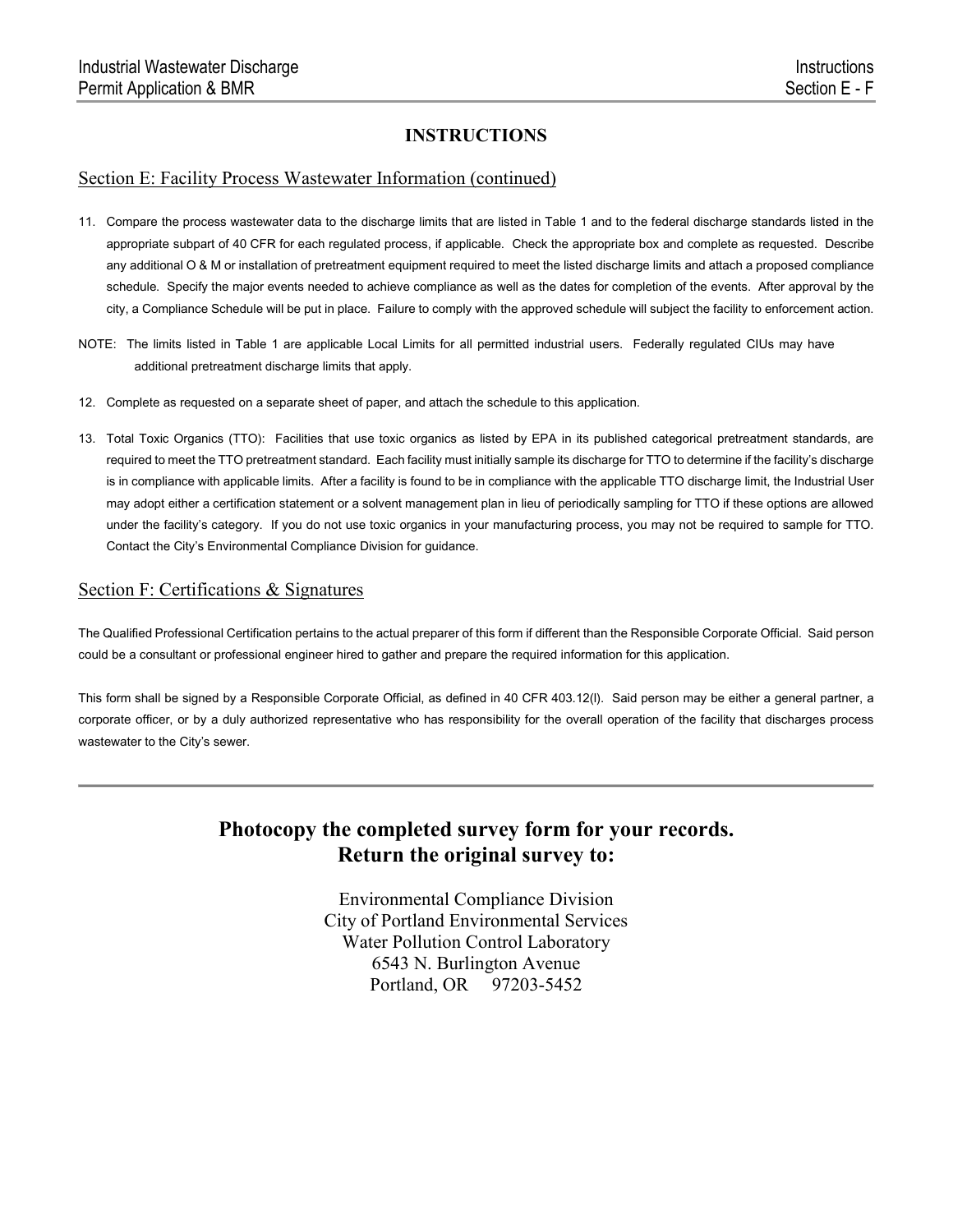# INSTRUCTIONS

## Section E: Facility Process Wastewater Information (continued)

11. Compare the process wastewater data to the discharge limits that are listed in Table 1 and to the federal discharge standards listed in the appropriate subpart of 40 CFR for each regulated process, if applicable. Check the appropriate box and complete as requested. Describe any additional O & M or installation of pretreatment equipment required to meet the listed discharge limits and attach a proposed compliance schedule. Specify the major events needed to achieve compliance as well as the dates for completion of the events. After approval by the city, a Compliance Schedule will be put in place. Failure to comply with the approved schedule will subject the facility to enforcement action.

NOTE: The limits listed in Table 1 are applicable Local Limits for all permitted industrial users. Federally regulated CIUs may have additional pretreatment discharge limits that apply.

12. Complete as requested on a separate sheet of paper, and attach the schedule to this application.

13. Total Toxic Organics (TTO): Facilities that use toxic organics as listed by EPA in its published categorical pretreatment standards, are required to meet the TTO pretreatment standard. Each facility must initially sample its discharge for TTO to determine if the facility's discharge is in compliance with applicable limits. After a facility is found to be in compliance with the applicable TTO discharge limit, the Industrial User may adopt either a certification statement or a solvent management plan in lieu of periodically sampling for TTO if these options are allowed under the facility's category. If you do not use toxic organics in your manufacturing process, you may not be required to sample for TTO. Contact the City's Environmental Compliance Division for guidance.

## Section F: Certifications & Signatures

The Qualified Professional Certification pertains to the actual preparer of this form if different than the Responsible Corporate Official. Said person could be a consultant or professional engineer hired to gather and prepare the required information for this application.

This form shall be signed by a Responsible Corporate Official, as defined in 40 CFR 403.12(l). Said person may be either a general partner, a corporate officer, or by a duly authorized representative who has responsibility for the overall operation of the facility that discharges process wastewater to the City's sewer.

---

**Photocopy the completed survey form for your records.**
**Return the original survey to:**

Environmental Compliance Division
City of Portland Environmental Services
Water Pollution Control Laboratory
6543 N. Burlington Avenue
Portland, OR 97203-5452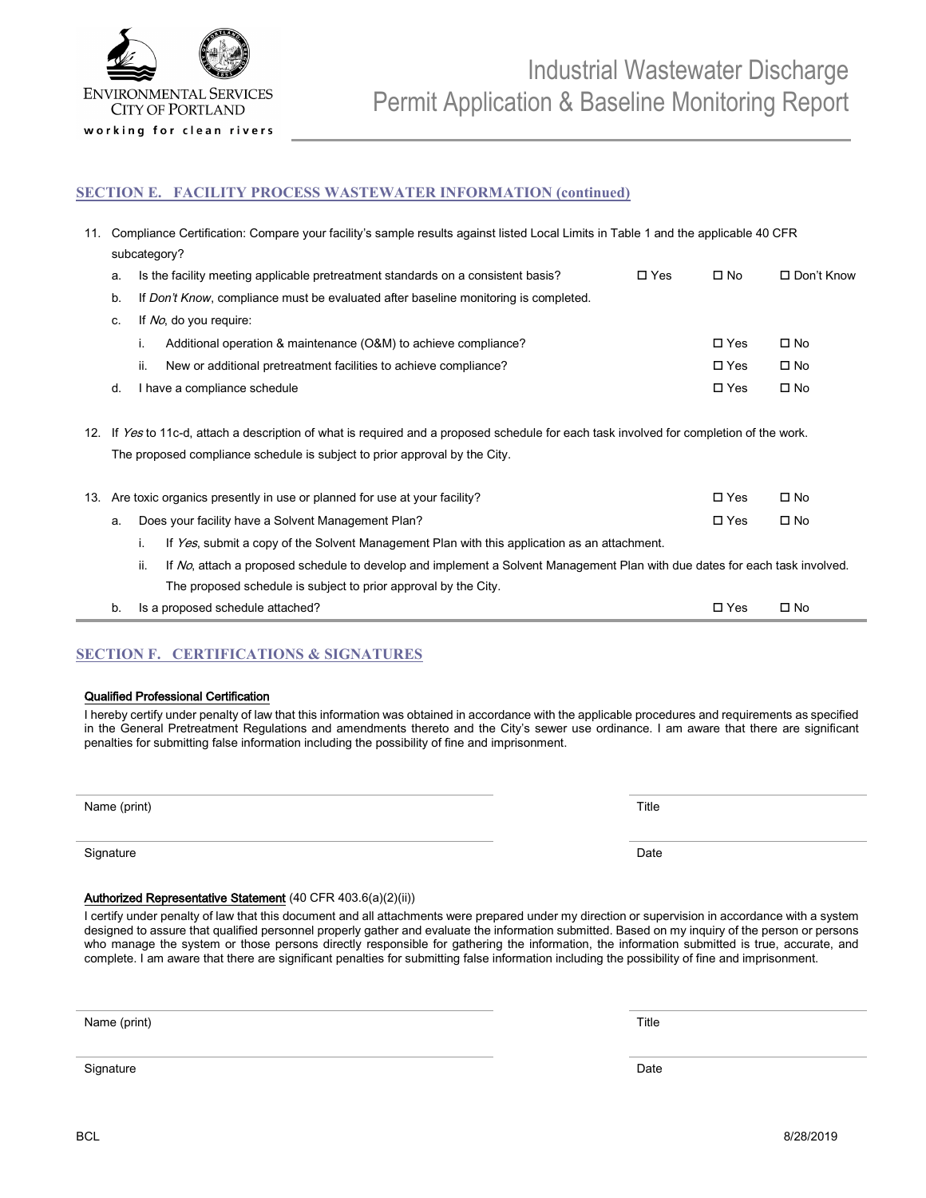## SECTION E. FACILITY PROCESS WASTEWATER INFORMATION (continued)

11. Compliance Certification: Compare your facility's sample results against listed Local Limits in Table 1 and the applicable 40 CFR subcategory?
    a. Is the facility meeting applicable pretreatment standards on a consistent basis? ☐ Yes ☐ No ☐ Don't Know
    b. If *Don't Know*, compliance must be evaluated after baseline monitoring is completed.
    c. If *No*, do you require:
        i. Additional operation & maintenance (O&M) to achieve compliance? ☐ Yes ☐ No
        ii. New or additional pretreatment facilities to achieve compliance? ☐ Yes ☐ No
    d. I have a compliance schedule ☐ Yes ☐ No

12. If *Yes* to 11c-d, attach a description of what is required and a proposed schedule for each task involved for completion of the work. The proposed compliance schedule is subject to prior approval by the City.

13. Are toxic organics presently in use or planned for use at your facility? ☐ Yes ☐ No
    a. Does your facility have a Solvent Management Plan? ☐ Yes ☐ No
        i. If *Yes*, submit a copy of the Solvent Management Plan with this application as an attachment.
        ii. If *No*, attach a proposed schedule to develop and implement a Solvent Management Plan with due dates for each task involved. The proposed schedule is subject to prior approval by the City.
    b. Is a proposed schedule attached? ☐ Yes ☐ No

## SECTION F. CERTIFICATIONS & SIGNATURES

**Qualified Professional Certification**

I hereby certify under penalty of law that this information was obtained in accordance with the applicable procedures and requirements as specified in the General Pretreatment Regulations and amendments thereto and the City's sewer use ordinance. I am aware that there are significant penalties for submitting false information including the possibility of fine and imprisonment.

Name (print) ______________________ Title ______________________

Signature ______________________ Date ______________________

**Authorized Representative Statement** (40 CFR 403.6(a)(2)(ii))

I certify under penalty of law that this document and all attachments were prepared under my direction or supervision in accordance with a system designed to assure that qualified personnel properly gather and evaluate the information submitted. Based on my inquiry of the person or persons who manage the system or those persons directly responsible for gathering the information, the information submitted is true, accurate, and complete. I am aware that there are significant penalties for submitting false information including the possibility of fine and imprisonment.

Name (print) ______________________ Title ______________________

Signature ______________________ Date ______________________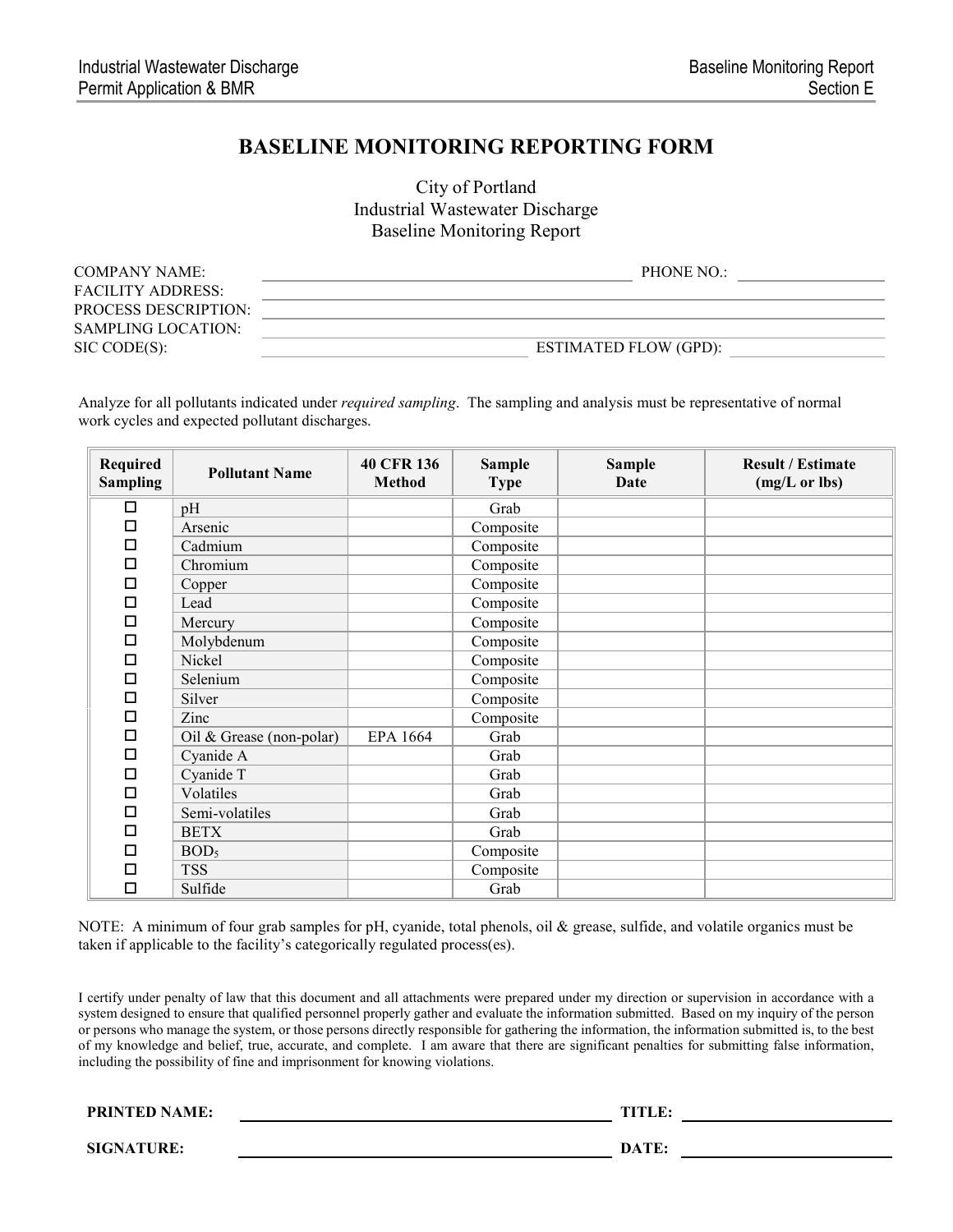# BASELINE MONITORING REPORTING FORM

City of Portland
Industrial Wastewater Discharge
Baseline Monitoring Report

COMPANY NAME: ______________________ PHONE NO.: ____________
FACILITY ADDRESS: ______________________
PROCESS DESCRIPTION: ______________________
SAMPLING LOCATION: ______________________
SIC CODE(S): ______________ ESTIMATED FLOW (GPD): ____________

Analyze for all pollutants indicated under *required sampling*. The sampling and analysis must be representative of normal work cycles and expected pollutant discharges.

| Required Sampling | Pollutant Name | 40 CFR 136 Method | Sample Type | Sample Date | Result / Estimate (mg/L or lbs) |
|---|---|---|---|---|---|
| ☐ | pH | | Grab | | |
| ☐ | Arsenic | | Composite | | |
| ☐ | Cadmium | | Composite | | |
| ☐ | Chromium | | Composite | | |
| ☐ | Copper | | Composite | | |
| ☐ | Lead | | Composite | | |
| ☐ | Mercury | | Composite | | |
| ☐ | Molybdenum | | Composite | | |
| ☐ | Nickel | | Composite | | |
| ☐ | Selenium | | Composite | | |
| ☐ | Silver | | Composite | | |
| ☐ | Zinc | | Composite | | |
| ☐ | Oil & Grease (non-polar) | EPA 1664 | Grab | | |
| ☐ | Cyanide A | | Grab | | |
| ☐ | Cyanide T | | Grab | | |
| ☐ | Volatiles | | Grab | | |
| ☐ | Semi-volatiles | | Grab | | |
| ☐ | BETX | | Grab | | |
| ☐ | $BOD_5$ | | Composite | | |
| ☐ | TSS | | Composite | | |
| ☐ | Sulfide | | Grab | | |

NOTE: A minimum of four grab samples for pH, cyanide, total phenols, oil & grease, sulfide, and volatile organics must be taken if applicable to the facility's categorically regulated process(es).

I certify under penalty of law that this document and all attachments were prepared under my direction or supervision in accordance with a system designed to ensure that qualified personnel properly gather and evaluate the information submitted. Based on my inquiry of the person or persons who manage the system, or those persons directly responsible for gathering the information, the information submitted is, to the best of my knowledge and belief, true, accurate, and complete. I am aware that there are significant penalties for submitting false information, including the possibility of fine and imprisonment for knowing violations.

**PRINTED NAME:** ______________________ **TITLE:** ____________

**SIGNATURE:** ______________________ **DATE:** ____________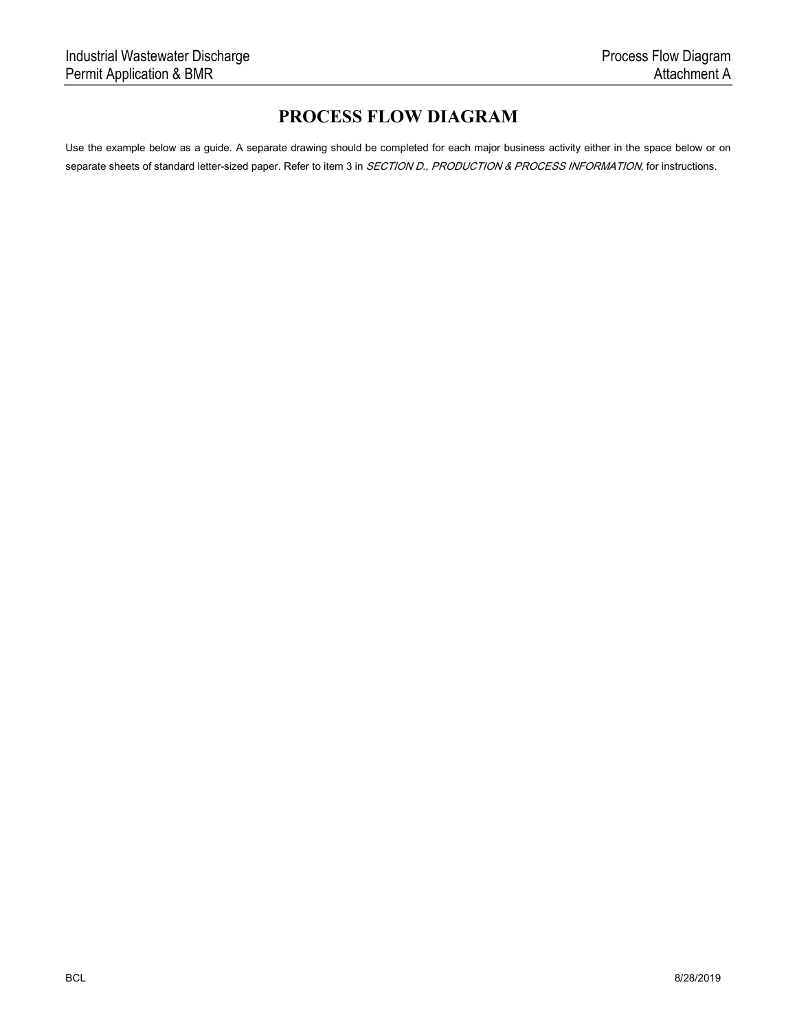# PROCESS FLOW DIAGRAM

Use the example below as a guide. A separate drawing should be completed for each major business activity either in the space below or on separate sheets of standard letter-sized paper. Refer to item 3 in *SECTION D., PRODUCTION & PROCESS INFORMATION*, for instructions.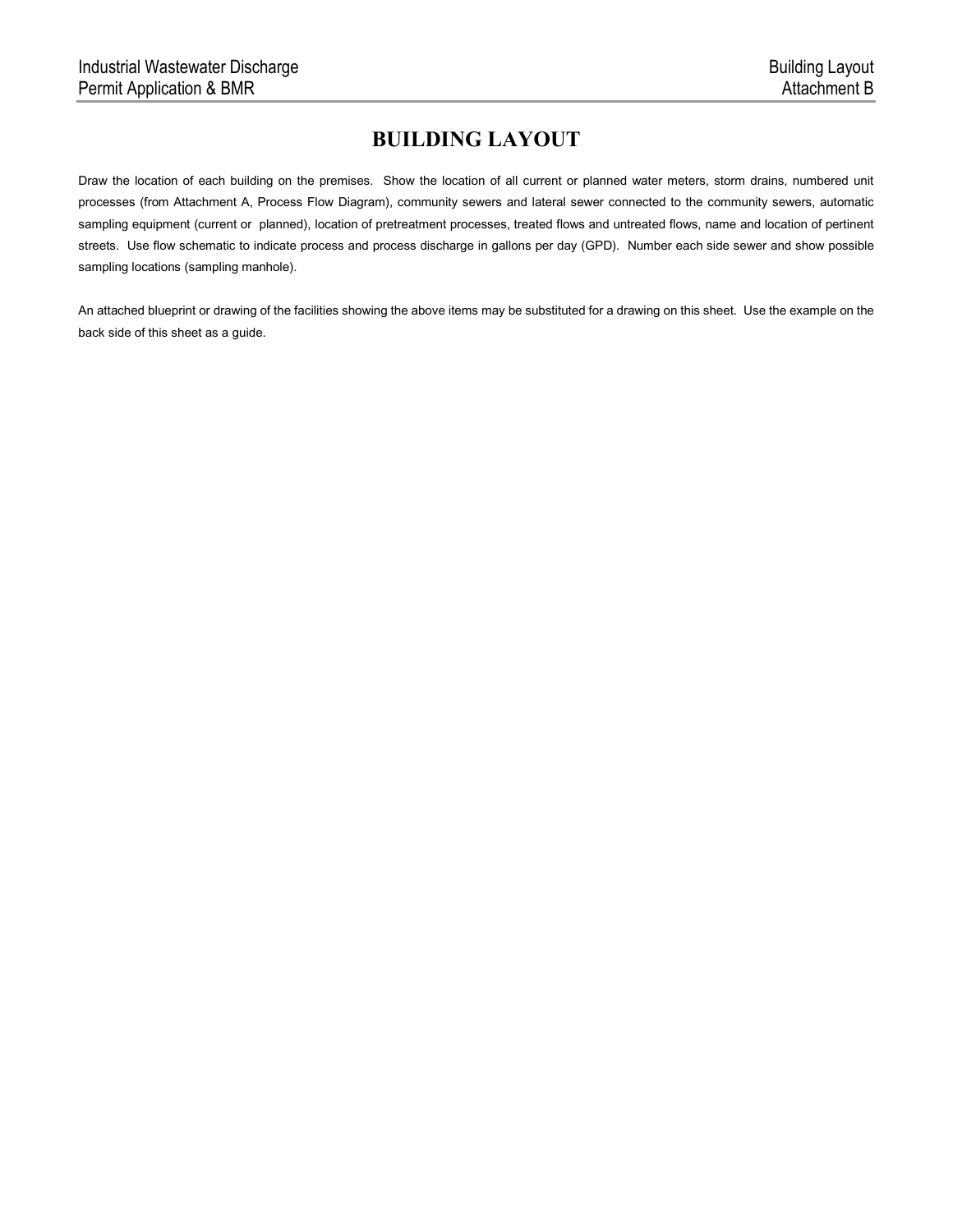# BUILDING LAYOUT

Draw the location of each building on the premises. Show the location of all current or planned water meters, storm drains, numbered unit processes (from Attachment A, Process Flow Diagram), community sewers and lateral sewer connected to the community sewers, automatic sampling equipment (current or planned), location of pretreatment processes, treated flows and untreated flows, name and location of pertinent streets. Use flow schematic to indicate process and process discharge in gallons per day (GPD). Number each side sewer and show possible sampling locations (sampling manhole).

An attached blueprint or drawing of the facilities showing the above items may be substituted for a drawing on this sheet. Use the example on the back side of this sheet as a guide.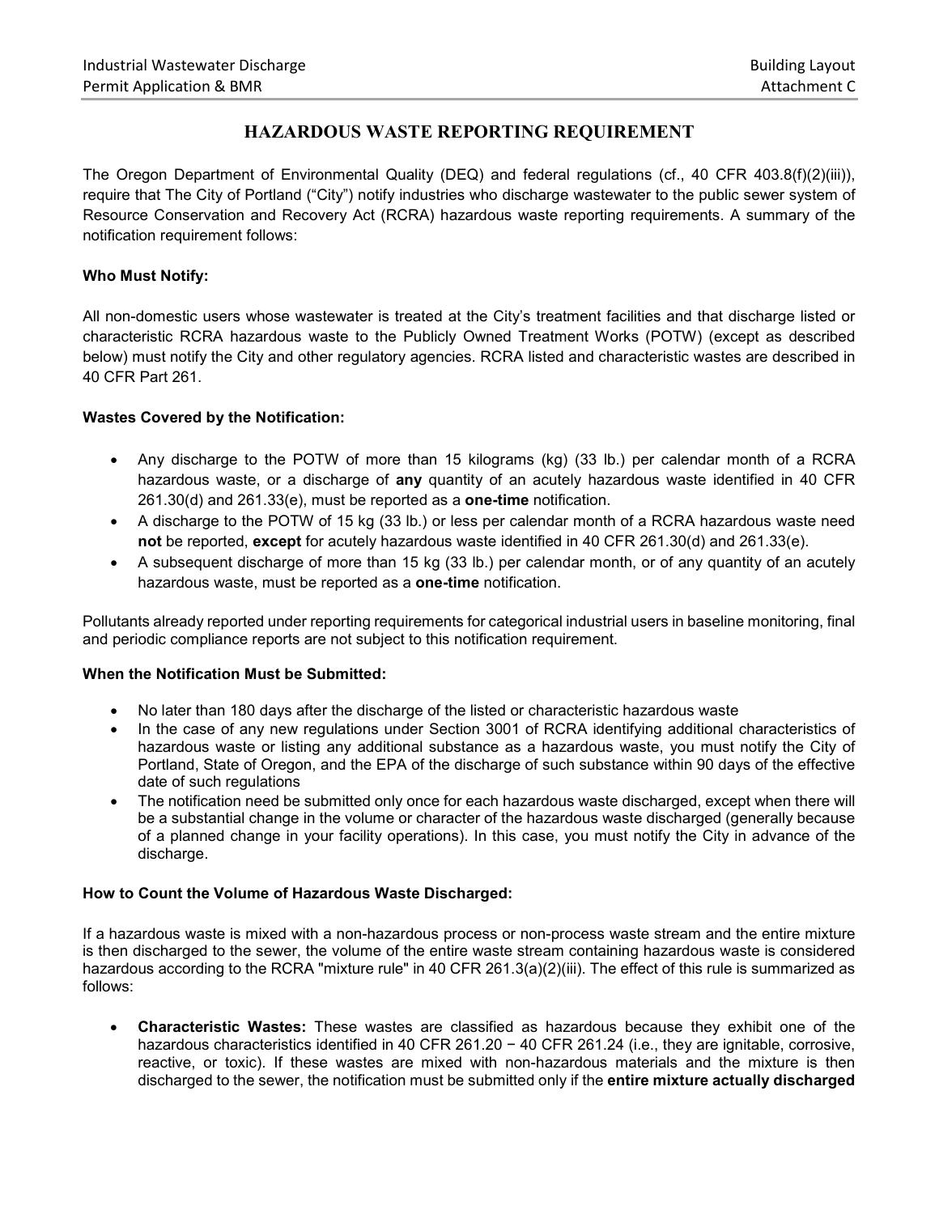# HAZARDOUS WASTE REPORTING REQUIREMENT

The Oregon Department of Environmental Quality (DEQ) and federal regulations (cf., 40 CFR 403.8(f)(2)(iii)), require that The City of Portland ("City") notify industries who discharge wastewater to the public sewer system of Resource Conservation and Recovery Act (RCRA) hazardous waste reporting requirements. A summary of the notification requirement follows:

**Who Must Notify:**

All non-domestic users whose wastewater is treated at the City's treatment facilities and that discharge listed or characteristic RCRA hazardous waste to the Publicly Owned Treatment Works (POTW) (except as described below) must notify the City and other regulatory agencies. RCRA listed and characteristic wastes are described in 40 CFR Part 261.

**Wastes Covered by the Notification:**

- Any discharge to the POTW of more than 15 kilograms (kg) (33 lb.) per calendar month of a RCRA hazardous waste, or a discharge of **any** quantity of an acutely hazardous waste identified in 40 CFR 261.30(d) and 261.33(e), must be reported as a **one-time** notification.
- A discharge to the POTW of 15 kg (33 lb.) or less per calendar month of a RCRA hazardous waste need **not** be reported, **except** for acutely hazardous waste identified in 40 CFR 261.30(d) and 261.33(e).
- A subsequent discharge of more than 15 kg (33 lb.) per calendar month, or of any quantity of an acutely hazardous waste, must be reported as a **one-time** notification.

Pollutants already reported under reporting requirements for categorical industrial users in baseline monitoring, final and periodic compliance reports are not subject to this notification requirement.

**When the Notification Must be Submitted:**

- No later than 180 days after the discharge of the listed or characteristic hazardous waste
- In the case of any new regulations under Section 3001 of RCRA identifying additional characteristics of hazardous waste or listing any additional substance as a hazardous waste, you must notify the City of Portland, State of Oregon, and the EPA of the discharge of such substance within 90 days of the effective date of such regulations
- The notification need be submitted only once for each hazardous waste discharged, except when there will be a substantial change in the volume or character of the hazardous waste discharged (generally because of a planned change in your facility operations). In this case, you must notify the City in advance of the discharge.

**How to Count the Volume of Hazardous Waste Discharged:**

If a hazardous waste is mixed with a non-hazardous process or non-process waste stream and the entire mixture is then discharged to the sewer, the volume of the entire waste stream containing hazardous waste is considered hazardous according to the RCRA "mixture rule" in 40 CFR 261.3(a)(2)(iii). The effect of this rule is summarized as follows:

- **Characteristic Wastes:** These wastes are classified as hazardous because they exhibit one of the hazardous characteristics identified in 40 CFR 261.20 − 40 CFR 261.24 (i.e., they are ignitable, corrosive, reactive, or toxic). If these wastes are mixed with non-hazardous materials and the mixture is then discharged to the sewer, the notification must be submitted only if the **entire mixture actually discharged**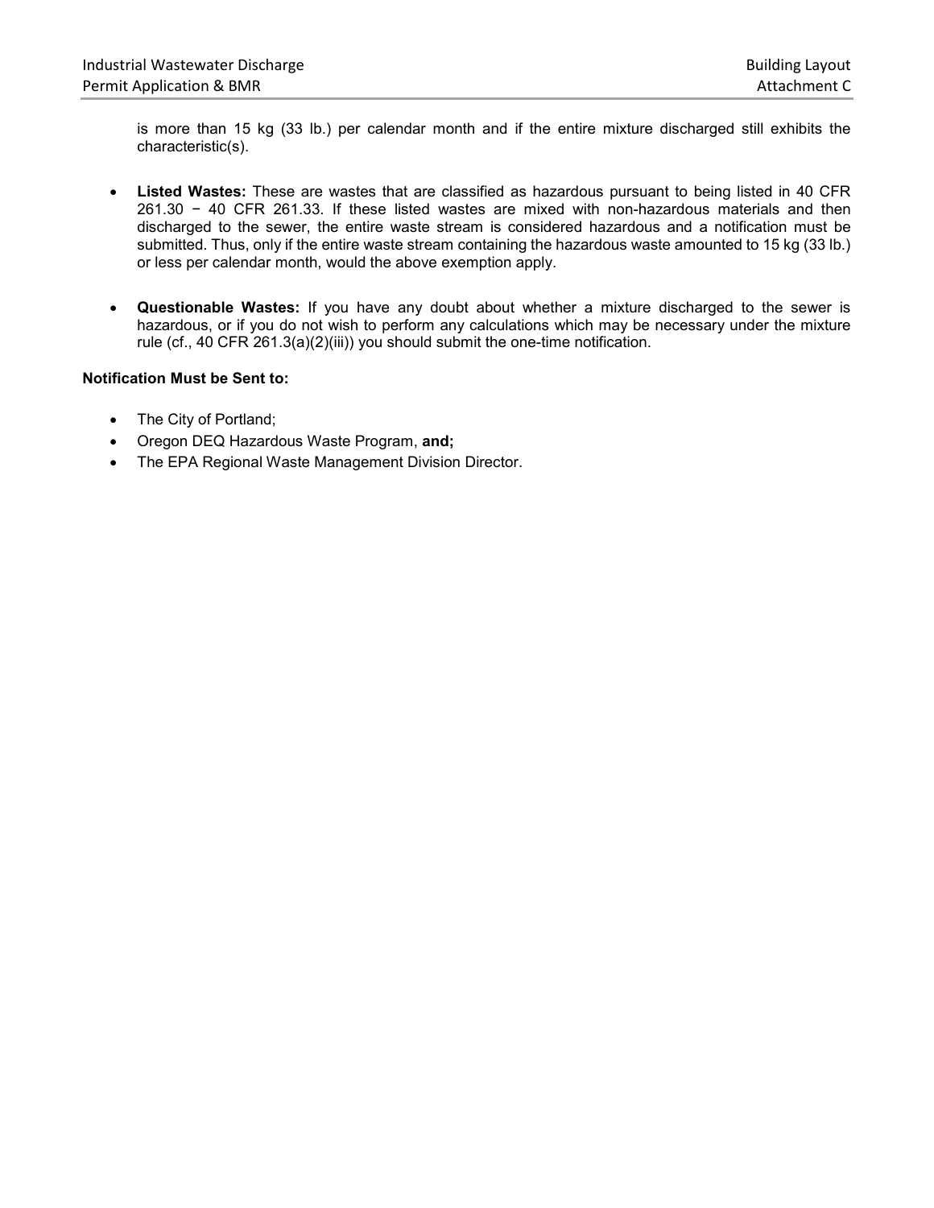is more than 15 kg (33 lb.) per calendar month and if the entire mixture discharged still exhibits the characteristic(s).

- **Listed Wastes:** These are wastes that are classified as hazardous pursuant to being listed in 40 CFR 261.30 − 40 CFR 261.33. If these listed wastes are mixed with non-hazardous materials and then discharged to the sewer, the entire waste stream is considered hazardous and a notification must be submitted. Thus, only if the entire waste stream containing the hazardous waste amounted to 15 kg (33 lb.) or less per calendar month, would the above exemption apply.

- **Questionable Wastes:** If you have any doubt about whether a mixture discharged to the sewer is hazardous, or if you do not wish to perform any calculations which may be necessary under the mixture rule (cf., 40 CFR 261.3(a)(2)(iii)) you should submit the one-time notification.

**Notification Must be Sent to:**

- The City of Portland;
- Oregon DEQ Hazardous Waste Program, **and;**
- The EPA Regional Waste Management Division Director.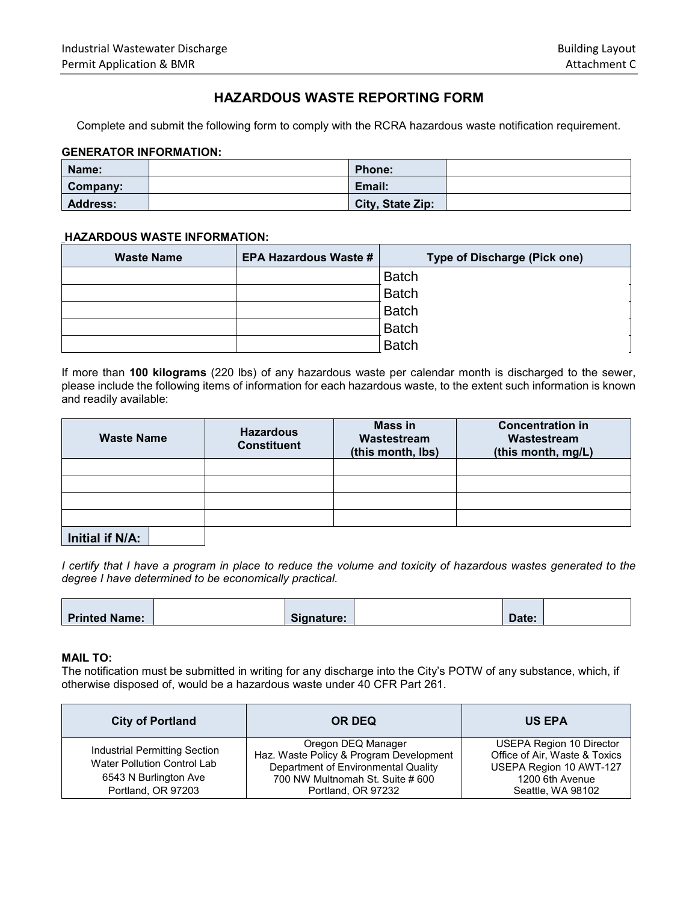# HAZARDOUS WASTE REPORTING FORM

Complete and submit the following form to comply with the RCRA hazardous waste notification requirement.

**GENERATOR INFORMATION:**

| | | | |
|---|---|---|---|
| **Name:** | | **Phone:** | |
| **Company:** | | **Email:** | |
| **Address:** | | **City, State Zip:** | |

**HAZARDOUS WASTE INFORMATION:**

| Waste Name | EPA Hazardous Waste # | Type of Discharge (Pick one) |
|---|---|---|
| | | Batch |
| | | Batch |
| | | Batch |
| | | Batch |
| | | Batch |

If more than **100 kilograms** (220 lbs) of any hazardous waste per calendar month is discharged to the sewer, please include the following items of information for each hazardous waste, to the extent such information is known and readily available:

| Waste Name | Hazardous Constituent | Mass in Wastestream (this month, lbs) | Concentration in Wastestream (this month, mg/L) |
|---|---|---|---|
| | | | |
| | | | |
| | | | |
| | | | |

| | |
|---|---|
| **Initial if N/A:** | |

*I certify that I have a program in place to reduce the volume and toxicity of hazardous wastes generated to the degree I have determined to be economically practical.*

| | | | | | |
|---|---|---|---|---|---|
| **Printed Name:** | | **Signature:** | | **Date:** | |

**MAIL TO:**

The notification must be submitted in writing for any discharge into the City's POTW of any substance, which, if otherwise disposed of, would be a hazardous waste under 40 CFR Part 261.

| City of Portland | OR DEQ | US EPA |
|---|---|---|
| Industrial Permitting Section<br>Water Pollution Control Lab<br>6543 N Burlington Ave<br>Portland, OR 97203 | Oregon DEQ Manager<br>Haz. Waste Policy & Program Development<br>Department of Environmental Quality<br>700 NW Multnomah St. Suite # 600<br>Portland, OR 97232 | USEPA Region 10 Director<br>Office of Air, Waste & Toxics<br>USEPA Region 10 AWT-127<br>1200 6th Avenue<br>Seattle, WA 98102 |